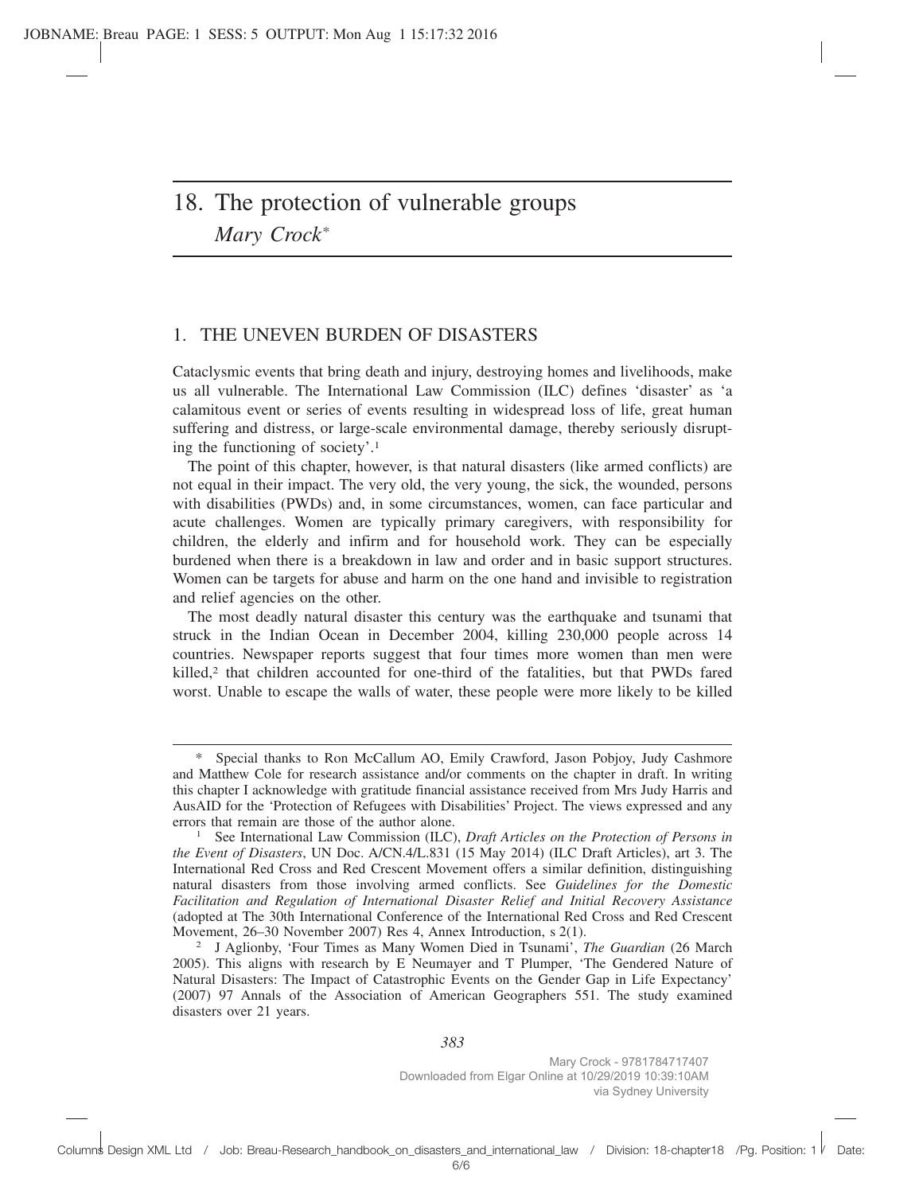# 18. The protection of vulnerable groups

*Mary Crock*[*]

## 1. THE UNEVEN BURDEN OF DISASTERS

Cataclysmic events that bring death and injury, destroying homes and livelihoods, make us all vulnerable. The International Law Commission (ILC) defines 'disaster' as 'a calamitous event or series of events resulting in widespread loss of life, great human suffering and distress, or large-scale environmental damage, thereby seriously disrupting the functioning of society'.[1]

The point of this chapter, however, is that natural disasters (like armed conflicts) are not equal in their impact. The very old, the very young, the sick, the wounded, persons with disabilities (PWDs) and, in some circumstances, women, can face particular and acute challenges. Women are typically primary caregivers, with responsibility for children, the elderly and infirm and for household work. They can be especially burdened when there is a breakdown in law and order and in basic support structures. Women can be targets for abuse and harm on the one hand and invisible to registration and relief agencies on the other.

The most deadly natural disaster this century was the earthquake and tsunami that struck in the Indian Ocean in December 2004, killing 230,000 people across 14 countries. Newspaper reports suggest that four times more women than men were killed,[2] that children accounted for one-third of the fatalities, but that PWDs fared worst. Unable to escape the walls of water, these people were more likely to be killed

---

[*] Special thanks to Ron McCallum AO, Emily Crawford, Jason Pobjoy, Judy Cashmore and Matthew Cole for research assistance and/or comments on the chapter in draft. In writing this chapter I acknowledge with gratitude financial assistance received from Mrs Judy Harris and AusAID for the 'Protection of Refugees with Disabilities' Project. The views expressed and any errors that remain are those of the author alone.

[1] See International Law Commission (ILC), *Draft Articles on the Protection of Persons in the Event of Disasters*, UN Doc. A/CN.4/L.831 (15 May 2014) (ILC Draft Articles), art 3. The International Red Cross and Red Crescent Movement offers a similar definition, distinguishing natural disasters from those involving armed conflicts. See *Guidelines for the Domestic Facilitation and Regulation of International Disaster Relief and Initial Recovery Assistance* (adopted at The 30th International Conference of the International Red Cross and Red Crescent Movement, 26–30 November 2007) Res 4, Annex Introduction, s 2(1).

[2] J Aglionby, 'Four Times as Many Women Died in Tsunami', *The Guardian* (26 March 2005). This aligns with research by E Neumayer and T Plumper, 'The Gendered Nature of Natural Disasters: The Impact of Catastrophic Events on the Gender Gap in Life Expectancy' (2007) 97 Annals of the Association of American Geographers 551. The study examined disasters over 21 years.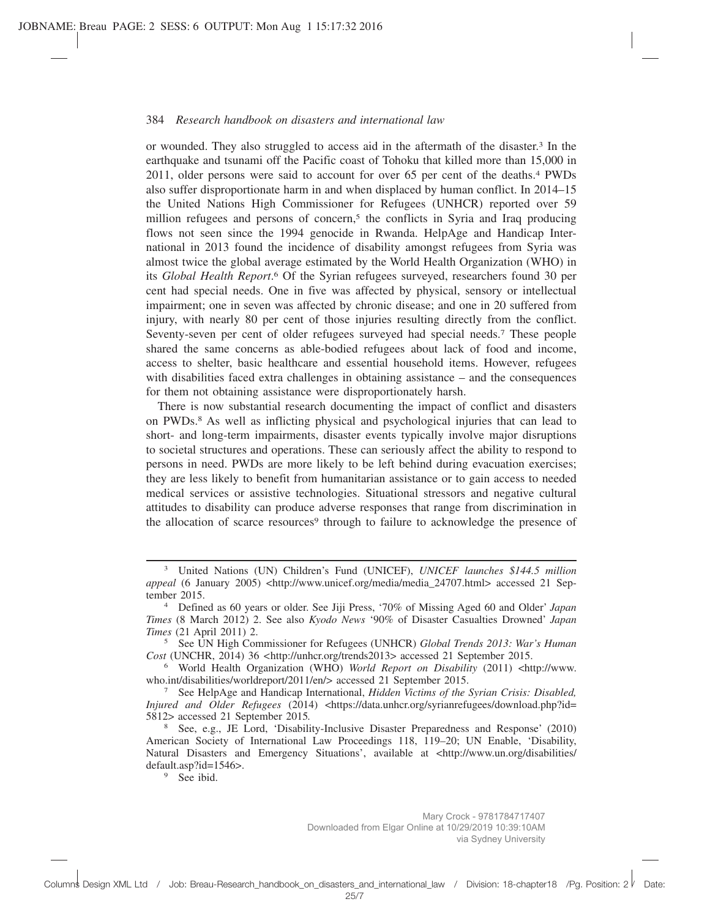or wounded. They also struggled to access aid in the aftermath of the disaster.[3] In the earthquake and tsunami off the Pacific coast of Tohoku that killed more than 15,000 in 2011, older persons were said to account for over 65 per cent of the deaths.[4] PWDs also suffer disproportionate harm in and when displaced by human conflict. In 2014–15 the United Nations High Commissioner for Refugees (UNHCR) reported over 59 million refugees and persons of concern,[5] the conflicts in Syria and Iraq producing flows not seen since the 1994 genocide in Rwanda. HelpAge and Handicap International in 2013 found the incidence of disability amongst refugees from Syria was almost twice the global average estimated by the World Health Organization (WHO) in its *Global Health Report*.[6] Of the Syrian refugees surveyed, researchers found 30 per cent had special needs. One in five was affected by physical, sensory or intellectual impairment; one in seven was affected by chronic disease; and one in 20 suffered from injury, with nearly 80 per cent of those injuries resulting directly from the conflict. Seventy-seven per cent of older refugees surveyed had special needs.[7] These people shared the same concerns as able-bodied refugees about lack of food and income, access to shelter, basic healthcare and essential household items. However, refugees with disabilities faced extra challenges in obtaining assistance – and the consequences for them not obtaining assistance were disproportionately harsh.

There is now substantial research documenting the impact of conflict and disasters on PWDs.[8] As well as inflicting physical and psychological injuries that can lead to short- and long-term impairments, disaster events typically involve major disruptions to societal structures and operations. These can seriously affect the ability to respond to persons in need. PWDs are more likely to be left behind during evacuation exercises; they are less likely to benefit from humanitarian assistance or to gain access to needed medical services or assistive technologies. Situational stressors and negative cultural attitudes to disability can produce adverse responses that range from discrimination in the allocation of scarce resources[9] through to failure to acknowledge the presence of

---

[3] United Nations (UN) Children's Fund (UNICEF), *UNICEF launches $144.5 million appeal* (6 January 2005) <http://www.unicef.org/media/media_24707.html> accessed 21 September 2015.

[4] Defined as 60 years or older. See Jiji Press, '70% of Missing Aged 60 and Older' *Japan Times* (8 March 2012) 2. See also *Kyodo News* '90% of Disaster Casualties Drowned' *Japan Times* (21 April 2011) 2.

[5] See UN High Commissioner for Refugees (UNHCR) *Global Trends 2013: War's Human Cost* (UNCHR, 2014) 36 <http://unhcr.org/trends2013> accessed 21 September 2015.

[6] World Health Organization (WHO) *World Report on Disability* (2011) <http://www.who.int/disabilities/worldreport/2011/en/> accessed 21 September 2015.

[7] See HelpAge and Handicap International, *Hidden Victims of the Syrian Crisis: Disabled, Injured and Older Refugees* (2014) <https://data.unhcr.org/syrianrefugees/download.php?id=5812> accessed 21 September 2015.

[8] See, e.g., JE Lord, 'Disability-Inclusive Disaster Preparedness and Response' (2010) American Society of International Law Proceedings 118, 119–20; UN Enable, 'Disability, Natural Disasters and Emergency Situations', available at <http://www.un.org/disabilities/default.asp?id=1546>.

[9] See ibid.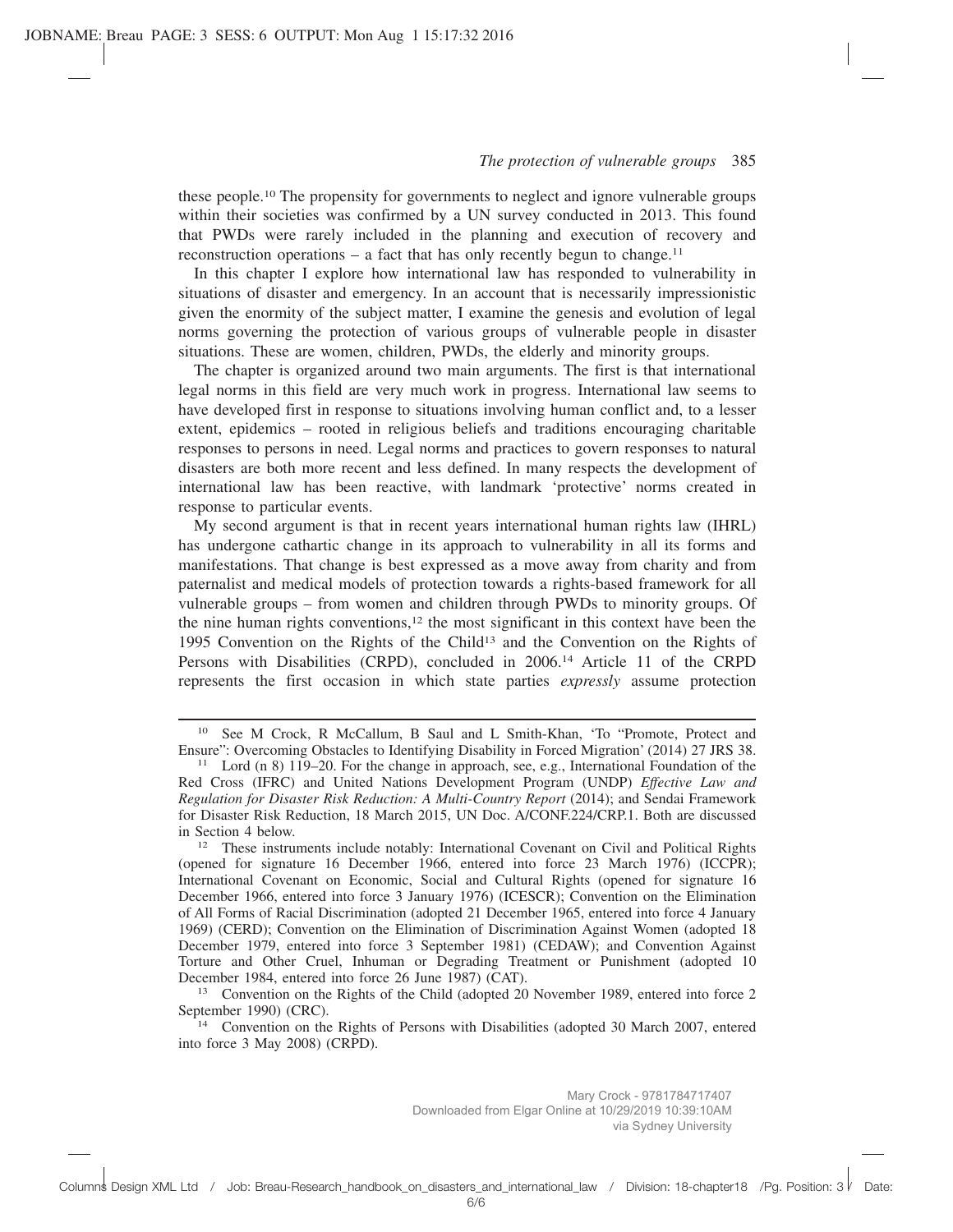these people.[10] The propensity for governments to neglect and ignore vulnerable groups within their societies was confirmed by a UN survey conducted in 2013. This found that PWDs were rarely included in the planning and execution of recovery and reconstruction operations – a fact that has only recently begun to change.[11]

In this chapter I explore how international law has responded to vulnerability in situations of disaster and emergency. In an account that is necessarily impressionistic given the enormity of the subject matter, I examine the genesis and evolution of legal norms governing the protection of various groups of vulnerable people in disaster situations. These are women, children, PWDs, the elderly and minority groups.

The chapter is organized around two main arguments. The first is that international legal norms in this field are very much work in progress. International law seems to have developed first in response to situations involving human conflict and, to a lesser extent, epidemics – rooted in religious beliefs and traditions encouraging charitable responses to persons in need. Legal norms and practices to govern responses to natural disasters are both more recent and less defined. In many respects the development of international law has been reactive, with landmark 'protective' norms created in response to particular events.

My second argument is that in recent years international human rights law (IHRL) has undergone cathartic change in its approach to vulnerability in all its forms and manifestations. That change is best expressed as a move away from charity and from paternalist and medical models of protection towards a rights-based framework for all vulnerable groups – from women and children through PWDs to minority groups. Of the nine human rights conventions,[12] the most significant in this context have been the 1995 Convention on the Rights of the Child[13] and the Convention on the Rights of Persons with Disabilities (CRPD), concluded in 2006.[14] Article 11 of the CRPD represents the first occasion in which state parties *expressly* assume protection

---

[10] See M Crock, R McCallum, B Saul and L Smith-Khan, 'To "Promote, Protect and Ensure": Overcoming Obstacles to Identifying Disability in Forced Migration' (2014) 27 JRS 38.

[11] Lord (n 8) 119–20. For the change in approach, see, e.g., International Foundation of the Red Cross (IFRC) and United Nations Development Program (UNDP) *Effective Law and Regulation for Disaster Risk Reduction: A Multi-Country Report* (2014); and Sendai Framework for Disaster Risk Reduction, 18 March 2015, UN Doc. A/CONF.224/CRP.1. Both are discussed in Section 4 below.

[12] These instruments include notably: International Covenant on Civil and Political Rights (opened for signature 16 December 1966, entered into force 23 March 1976) (ICCPR); International Covenant on Economic, Social and Cultural Rights (opened for signature 16 December 1966, entered into force 3 January 1976) (ICESCR); Convention on the Elimination of All Forms of Racial Discrimination (adopted 21 December 1965, entered into force 4 January 1969) (CERD); Convention on the Elimination of Discrimination Against Women (adopted 18 December 1979, entered into force 3 September 1981) (CEDAW); and Convention Against Torture and Other Cruel, Inhuman or Degrading Treatment or Punishment (adopted 10 December 1984, entered into force 26 June 1987) (CAT).

[13] Convention on the Rights of the Child (adopted 20 November 1989, entered into force 2 September 1990) (CRC).

[14] Convention on the Rights of Persons with Disabilities (adopted 30 March 2007, entered into force 3 May 2008) (CRPD).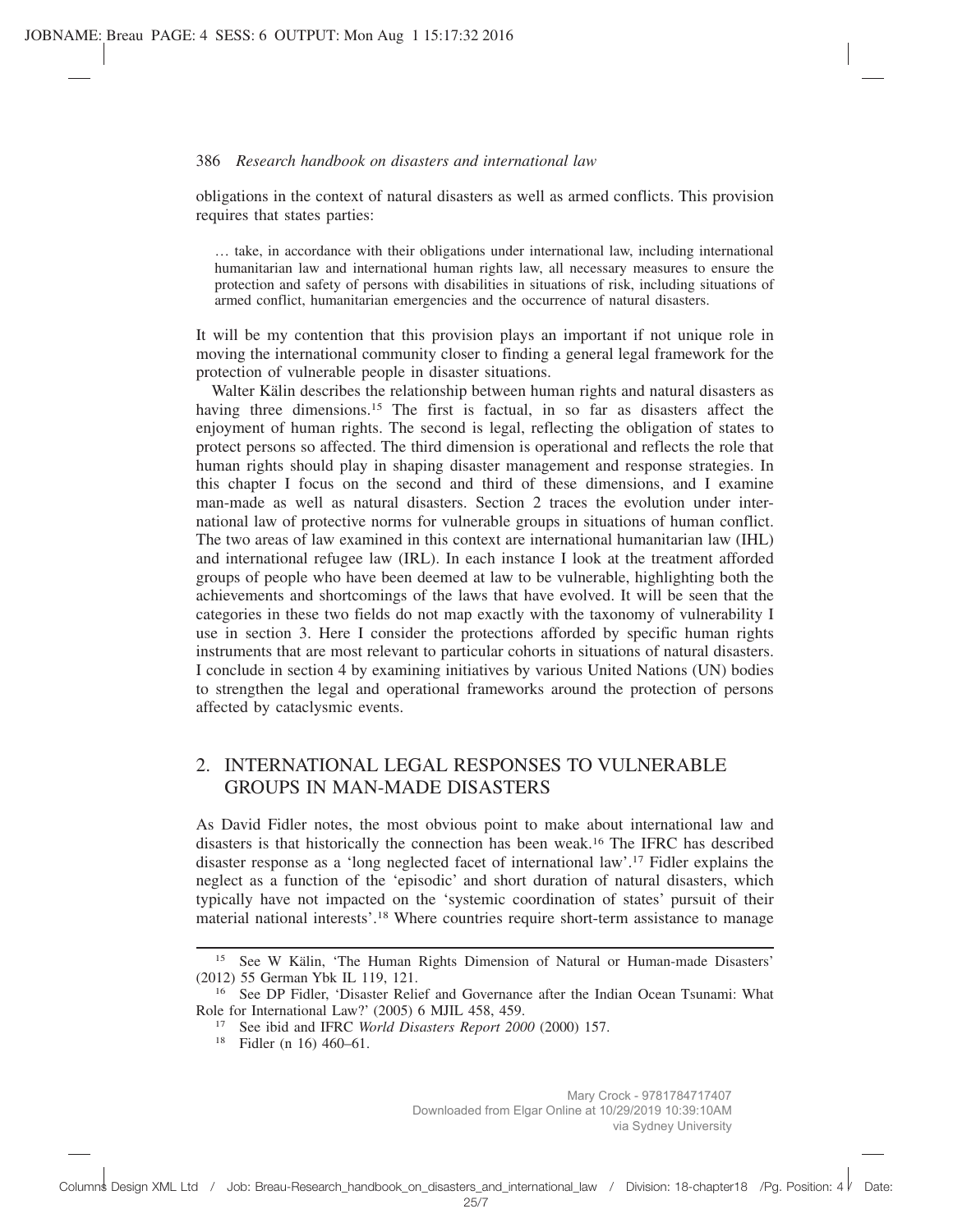obligations in the context of natural disasters as well as armed conflicts. This provision requires that states parties:

> … take, in accordance with their obligations under international law, including international humanitarian law and international human rights law, all necessary measures to ensure the protection and safety of persons with disabilities in situations of risk, including situations of armed conflict, humanitarian emergencies and the occurrence of natural disasters.

It will be my contention that this provision plays an important if not unique role in moving the international community closer to finding a general legal framework for the protection of vulnerable people in disaster situations.

Walter Kälin describes the relationship between human rights and natural disasters as having three dimensions.[15] The first is factual, in so far as disasters affect the enjoyment of human rights. The second is legal, reflecting the obligation of states to protect persons so affected. The third dimension is operational and reflects the role that human rights should play in shaping disaster management and response strategies. In this chapter I focus on the second and third of these dimensions, and I examine man-made as well as natural disasters. Section 2 traces the evolution under international law of protective norms for vulnerable groups in situations of human conflict. The two areas of law examined in this context are international humanitarian law (IHL) and international refugee law (IRL). In each instance I look at the treatment afforded groups of people who have been deemed at law to be vulnerable, highlighting both the achievements and shortcomings of the laws that have evolved. It will be seen that the categories in these two fields do not map exactly with the taxonomy of vulnerability I use in section 3. Here I consider the protections afforded by specific human rights instruments that are most relevant to particular cohorts in situations of natural disasters. I conclude in section 4 by examining initiatives by various United Nations (UN) bodies to strengthen the legal and operational frameworks around the protection of persons affected by cataclysmic events.

## 2. INTERNATIONAL LEGAL RESPONSES TO VULNERABLE GROUPS IN MAN-MADE DISASTERS

As David Fidler notes, the most obvious point to make about international law and disasters is that historically the connection has been weak.[16] The IFRC has described disaster response as a 'long neglected facet of international law'.[17] Fidler explains the neglect as a function of the 'episodic' and short duration of natural disasters, which typically have not impacted on the 'systemic coordination of states' pursuit of their material national interests'.[18] Where countries require short-term assistance to manage

---

[15] See W Kälin, 'The Human Rights Dimension of Natural or Human-made Disasters' (2012) 55 German Ybk IL 119, 121.

[16] See DP Fidler, 'Disaster Relief and Governance after the Indian Ocean Tsunami: What Role for International Law?' (2005) 6 MJIL 458, 459.

[17] See ibid and IFRC *World Disasters Report 2000* (2000) 157.

[18] Fidler (n 16) 460–61.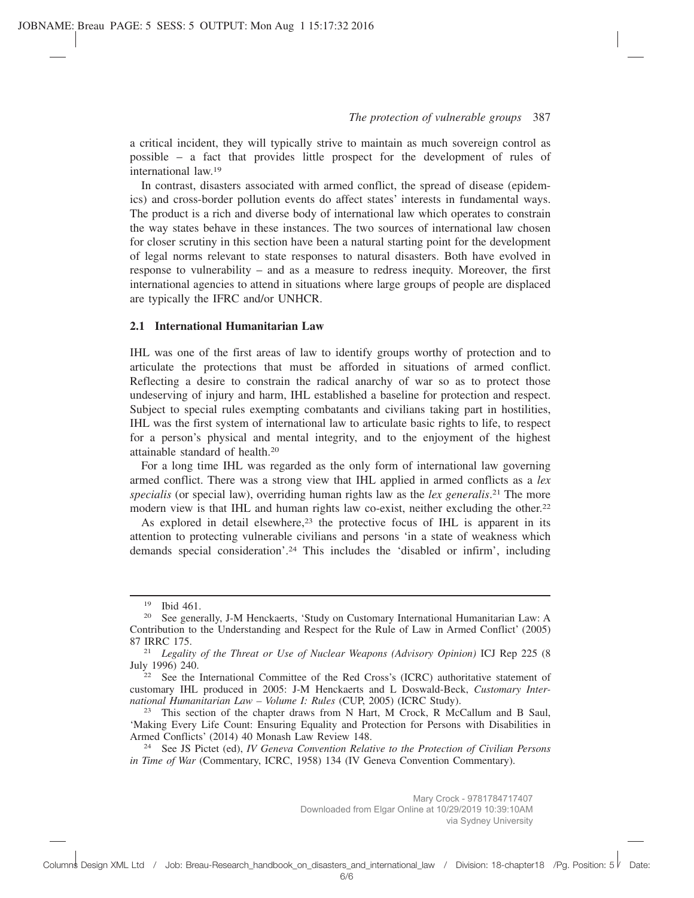a critical incident, they will typically strive to maintain as much sovereign control as possible – a fact that provides little prospect for the development of rules of international law.[19]

In contrast, disasters associated with armed conflict, the spread of disease (epidemics) and cross-border pollution events do affect states' interests in fundamental ways. The product is a rich and diverse body of international law which operates to constrain the way states behave in these instances. The two sources of international law chosen for closer scrutiny in this section have been a natural starting point for the development of legal norms relevant to state responses to natural disasters. Both have evolved in response to vulnerability – and as a measure to redress inequity. Moreover, the first international agencies to attend in situations where large groups of people are displaced are typically the IFRC and/or UNHCR.

### 2.1 International Humanitarian Law

IHL was one of the first areas of law to identify groups worthy of protection and to articulate the protections that must be afforded in situations of armed conflict. Reflecting a desire to constrain the radical anarchy of war so as to protect those undeserving of injury and harm, IHL established a baseline for protection and respect. Subject to special rules exempting combatants and civilians taking part in hostilities, IHL was the first system of international law to articulate basic rights to life, to respect for a person's physical and mental integrity, and to the enjoyment of the highest attainable standard of health.[20]

For a long time IHL was regarded as the only form of international law governing armed conflict. There was a strong view that IHL applied in armed conflicts as a *lex specialis* (or special law), overriding human rights law as the *lex generalis*.[21] The more modern view is that IHL and human rights law co-exist, neither excluding the other.[22]

As explored in detail elsewhere,[23] the protective focus of IHL is apparent in its attention to protecting vulnerable civilians and persons 'in a state of weakness which demands special consideration'.[24] This includes the 'disabled or infirm', including

---

[19] Ibid 461.

[20] See generally, J-M Henckaerts, 'Study on Customary International Humanitarian Law: A Contribution to the Understanding and Respect for the Rule of Law in Armed Conflict' (2005) 87 IRRC 175.

[21] *Legality of the Threat or Use of Nuclear Weapons (Advisory Opinion)* ICJ Rep 225 (8 July 1996) 240.

[22] See the International Committee of the Red Cross's (ICRC) authoritative statement of customary IHL produced in 2005: J-M Henckaerts and L Doswald-Beck, *Customary International Humanitarian Law – Volume I: Rules* (CUP, 2005) (ICRC Study).

[23] This section of the chapter draws from N Hart, M Crock, R McCallum and B Saul, 'Making Every Life Count: Ensuring Equality and Protection for Persons with Disabilities in Armed Conflicts' (2014) 40 Monash Law Review 148.

[24] See JS Pictet (ed), *IV Geneva Convention Relative to the Protection of Civilian Persons in Time of War* (Commentary, ICRC, 1958) 134 (IV Geneva Convention Commentary).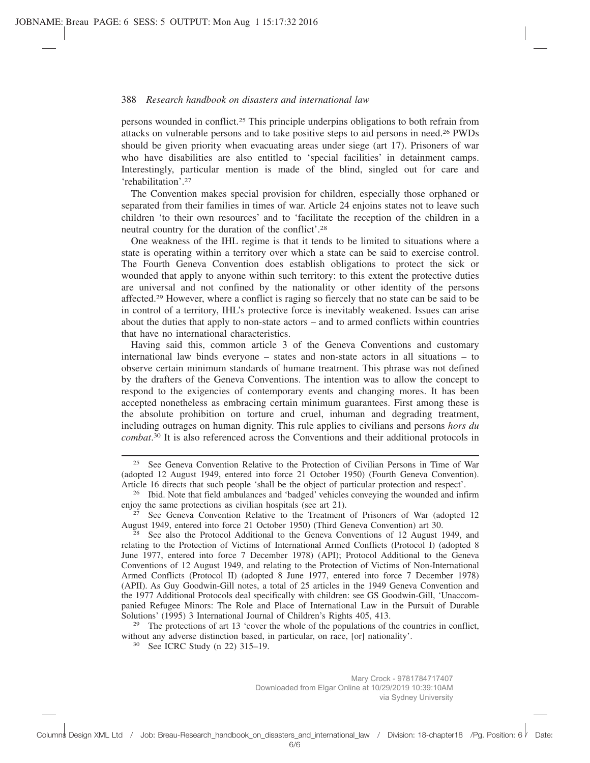persons wounded in conflict.[25] This principle underpins obligations to both refrain from attacks on vulnerable persons and to take positive steps to aid persons in need.[26] PWDs should be given priority when evacuating areas under siege (art 17). Prisoners of war who have disabilities are also entitled to 'special facilities' in detainment camps. Interestingly, particular mention is made of the blind, singled out for care and 'rehabilitation'.[27]

The Convention makes special provision for children, especially those orphaned or separated from their families in times of war. Article 24 enjoins states not to leave such children 'to their own resources' and to 'facilitate the reception of the children in a neutral country for the duration of the conflict'.[28]

One weakness of the IHL regime is that it tends to be limited to situations where a state is operating within a territory over which a state can be said to exercise control. The Fourth Geneva Convention does establish obligations to protect the sick or wounded that apply to anyone within such territory: to this extent the protective duties are universal and not confined by the nationality or other identity of the persons affected.[29] However, where a conflict is raging so fiercely that no state can be said to be in control of a territory, IHL's protective force is inevitably weakened. Issues can arise about the duties that apply to non-state actors – and to armed conflicts within countries that have no international characteristics.

Having said this, common article 3 of the Geneva Conventions and customary international law binds everyone – states and non-state actors in all situations – to observe certain minimum standards of humane treatment. This phrase was not defined by the drafters of the Geneva Conventions. The intention was to allow the concept to respond to the exigencies of contemporary events and changing mores. It has been accepted nonetheless as embracing certain minimum guarantees. First among these is the absolute prohibition on torture and cruel, inhuman and degrading treatment, including outrages on human dignity. This rule applies to civilians and persons *hors du combat*.[30] It is also referenced across the Conventions and their additional protocols in

---

[25] See Geneva Convention Relative to the Protection of Civilian Persons in Time of War (adopted 12 August 1949, entered into force 21 October 1950) (Fourth Geneva Convention). Article 16 directs that such people 'shall be the object of particular protection and respect'.

[26] Ibid. Note that field ambulances and 'badged' vehicles conveying the wounded and infirm enjoy the same protections as civilian hospitals (see art 21).

[27] See Geneva Convention Relative to the Treatment of Prisoners of War (adopted 12 August 1949, entered into force 21 October 1950) (Third Geneva Convention) art 30.

[28] See also the Protocol Additional to the Geneva Conventions of 12 August 1949, and relating to the Protection of Victims of International Armed Conflicts (Protocol I) (adopted 8 June 1977, entered into force 7 December 1978) (API); Protocol Additional to the Geneva Conventions of 12 August 1949, and relating to the Protection of Victims of Non-International Armed Conflicts (Protocol II) (adopted 8 June 1977, entered into force 7 December 1978) (APII). As Guy Goodwin-Gill notes, a total of 25 articles in the 1949 Geneva Convention and the 1977 Additional Protocols deal specifically with children: see GS Goodwin-Gill, 'Unaccompanied Refugee Minors: The Role and Place of International Law in the Pursuit of Durable Solutions' (1995) 3 International Journal of Children's Rights 405, 413.

[29] The protections of art 13 'cover the whole of the populations of the countries in conflict, without any adverse distinction based, in particular, on race, [or] nationality'.

[30] See ICRC Study (n 22) 315–19.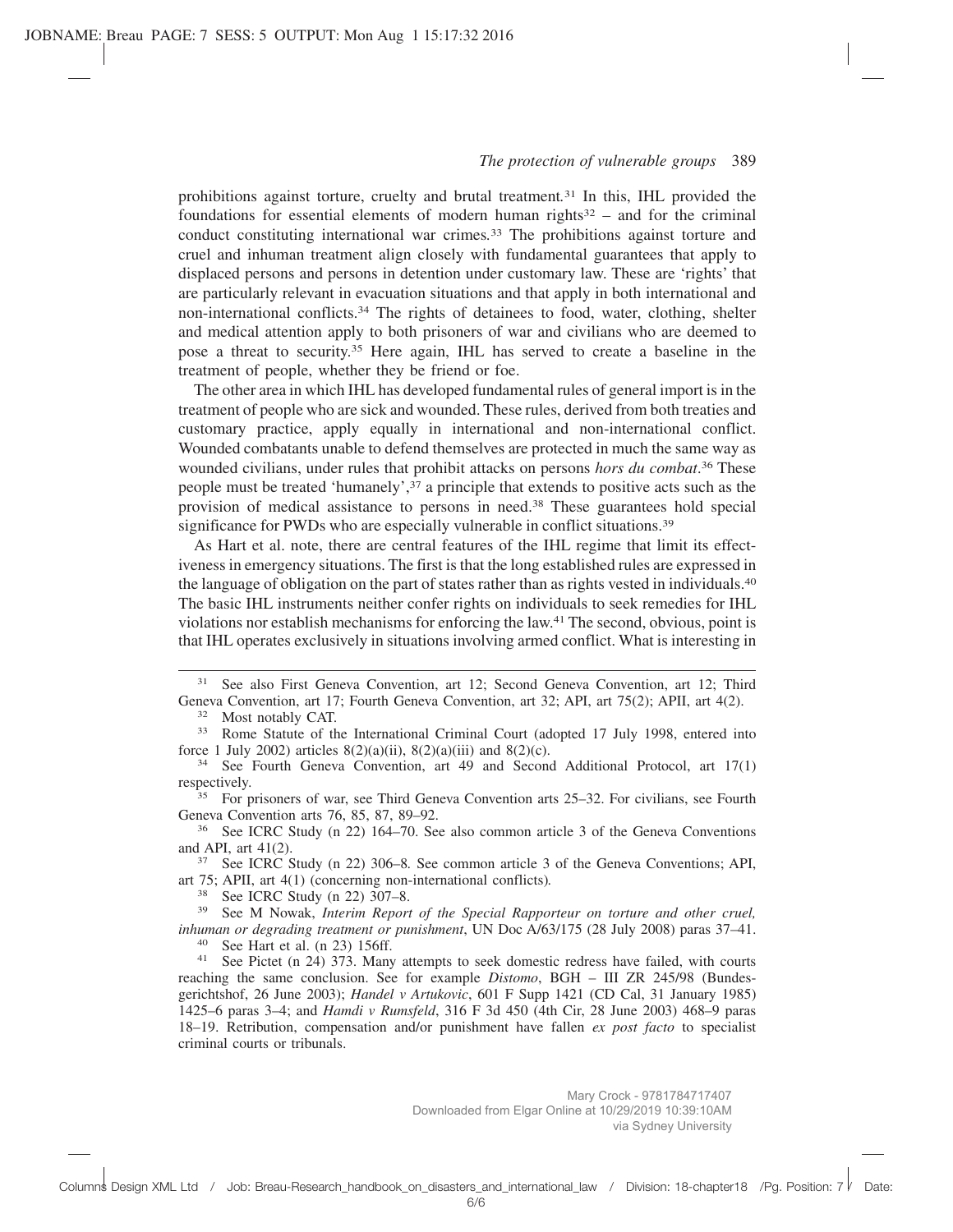prohibitions against torture, cruelty and brutal treatment.[31] In this, IHL provided the foundations for essential elements of modern human rights[32] – and for the criminal conduct constituting international war crimes.[33] The prohibitions against torture and cruel and inhuman treatment align closely with fundamental guarantees that apply to displaced persons and persons in detention under customary law. These are 'rights' that are particularly relevant in evacuation situations and that apply in both international and non-international conflicts.[34] The rights of detainees to food, water, clothing, shelter and medical attention apply to both prisoners of war and civilians who are deemed to pose a threat to security.[35] Here again, IHL has served to create a baseline in the treatment of people, whether they be friend or foe.

The other area in which IHL has developed fundamental rules of general import is in the treatment of people who are sick and wounded. These rules, derived from both treaties and customary practice, apply equally in international and non-international conflict. Wounded combatants unable to defend themselves are protected in much the same way as wounded civilians, under rules that prohibit attacks on persons *hors du combat*.[36] These people must be treated 'humanely',[37] a principle that extends to positive acts such as the provision of medical assistance to persons in need.[38] These guarantees hold special significance for PWDs who are especially vulnerable in conflict situations.[39]

As Hart et al. note, there are central features of the IHL regime that limit its effectiveness in emergency situations. The first is that the long established rules are expressed in the language of obligation on the part of states rather than as rights vested in individuals.[40] The basic IHL instruments neither confer rights on individuals to seek remedies for IHL violations nor establish mechanisms for enforcing the law.[41] The second, obvious, point is that IHL operates exclusively in situations involving armed conflict. What is interesting in

---

[31] See also First Geneva Convention, art 12; Second Geneva Convention, art 12; Third Geneva Convention, art 17; Fourth Geneva Convention, art 32; API, art 75(2); APII, art 4(2).

[32] Most notably CAT.

[33] Rome Statute of the International Criminal Court (adopted 17 July 1998, entered into force 1 July 2002) articles 8(2)(a)(ii), 8(2)(a)(iii) and 8(2)(c).

[34] See Fourth Geneva Convention, art 49 and Second Additional Protocol, art 17(1) respectively.

[35] For prisoners of war, see Third Geneva Convention arts 25–32. For civilians, see Fourth Geneva Convention arts 76, 85, 87, 89–92.

[36] See ICRC Study (n 22) 164–70. See also common article 3 of the Geneva Conventions and API, art 41(2).

[37] See ICRC Study (n 22) 306–8. See common article 3 of the Geneva Conventions; API, art 75; APII, art 4(1) (concerning non-international conflicts).

[38] See ICRC Study (n 22) 307–8.

[39] See M Nowak, *Interim Report of the Special Rapporteur on torture and other cruel, inhuman or degrading treatment or punishment*, UN Doc A/63/175 (28 July 2008) paras 37–41.

[40] See Hart et al. (n 23) 156ff.

[41] See Pictet (n 24) 373. Many attempts to seek domestic redress have failed, with courts reaching the same conclusion. See for example *Distomo*, BGH – III ZR 245/98 (Bundesgerichtshof, 26 June 2003); *Handel v Artukovic*, 601 F Supp 1421 (CD Cal, 31 January 1985) 1425–6 paras 3–4; and *Hamdi v Rumsfeld*, 316 F 3d 450 (4th Cir, 28 June 2003) 468–9 paras 18–19. Retribution, compensation and/or punishment have fallen *ex post facto* to specialist criminal courts or tribunals.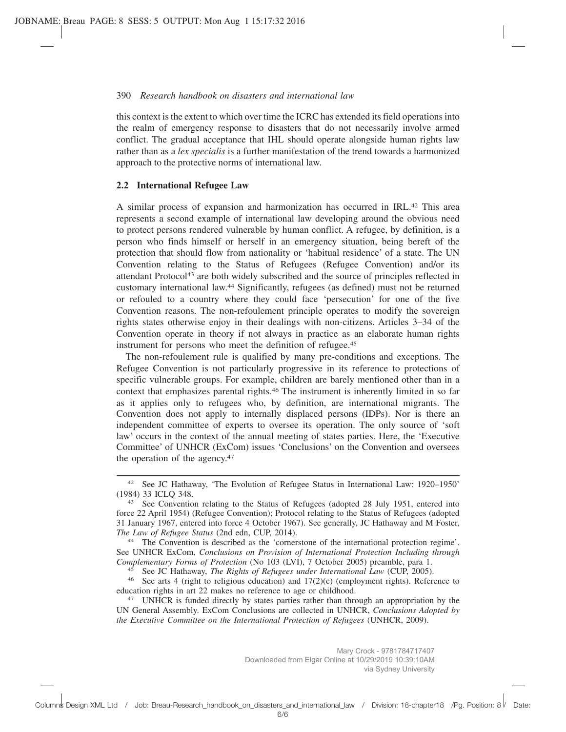this context is the extent to which over time the ICRC has extended its field operations into the realm of emergency response to disasters that do not necessarily involve armed conflict. The gradual acceptance that IHL should operate alongside human rights law rather than as a *lex specialis* is a further manifestation of the trend towards a harmonized approach to the protective norms of international law.

## 2.2 International Refugee Law

A similar process of expansion and harmonization has occurred in IRL.[42] This area represents a second example of international law developing around the obvious need to protect persons rendered vulnerable by human conflict. A refugee, by definition, is a person who finds himself or herself in an emergency situation, being bereft of the protection that should flow from nationality or 'habitual residence' of a state. The UN Convention relating to the Status of Refugees (Refugee Convention) and/or its attendant Protocol[43] are both widely subscribed and the source of principles reflected in customary international law.[44] Significantly, refugees (as defined) must not be returned or refouled to a country where they could face 'persecution' for one of the five Convention reasons. The non-refoulement principle operates to modify the sovereign rights states otherwise enjoy in their dealings with non-citizens. Articles 3–34 of the Convention operate in theory if not always in practice as an elaborate human rights instrument for persons who meet the definition of refugee.[45]

The non-refoulement rule is qualified by many pre-conditions and exceptions. The Refugee Convention is not particularly progressive in its reference to protections of specific vulnerable groups. For example, children are barely mentioned other than in a context that emphasizes parental rights.[46] The instrument is inherently limited in so far as it applies only to refugees who, by definition, are international migrants. The Convention does not apply to internally displaced persons (IDPs). Nor is there an independent committee of experts to oversee its operation. The only source of 'soft law' occurs in the context of the annual meeting of states parties. Here, the 'Executive Committee' of UNHCR (ExCom) issues 'Conclusions' on the Convention and oversees the operation of the agency.[47]

---

[42] See JC Hathaway, 'The Evolution of Refugee Status in International Law: 1920–1950' (1984) 33 ICLQ 348.

[43] See Convention relating to the Status of Refugees (adopted 28 July 1951, entered into force 22 April 1954) (Refugee Convention); Protocol relating to the Status of Refugees (adopted 31 January 1967, entered into force 4 October 1967). See generally, JC Hathaway and M Foster, *The Law of Refugee Status* (2nd edn, CUP, 2014).

[44] The Convention is described as the 'cornerstone of the international protection regime'. See UNHCR ExCom, *Conclusions on Provision of International Protection Including through Complementary Forms of Protection* (No 103 (LVI), 7 October 2005) preamble, para 1.

[45] See JC Hathaway, *The Rights of Refugees under International Law* (CUP, 2005).

[46] See arts 4 (right to religious education) and 17(2)(c) (employment rights). Reference to education rights in art 22 makes no reference to age or childhood.

[47] UNHCR is funded directly by states parties rather than through an appropriation by the UN General Assembly. ExCom Conclusions are collected in UNHCR, *Conclusions Adopted by the Executive Committee on the International Protection of Refugees* (UNHCR, 2009).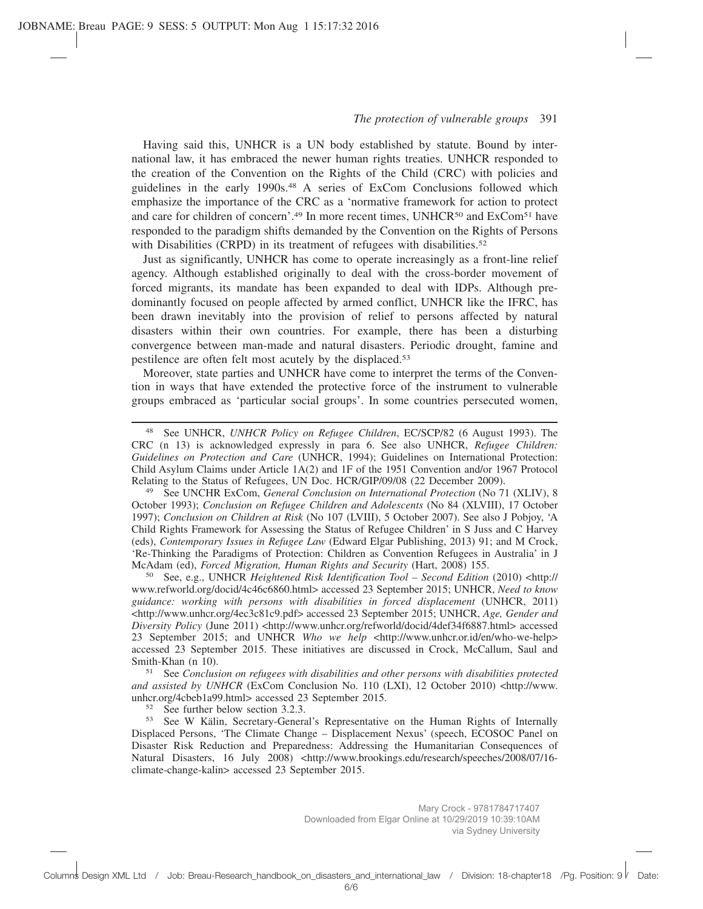Having said this, UNHCR is a UN body established by statute. Bound by international law, it has embraced the newer human rights treaties. UNHCR responded to the creation of the Convention on the Rights of the Child (CRC) with policies and guidelines in the early 1990s.[48] A series of ExCom Conclusions followed which emphasize the importance of the CRC as a 'normative framework for action to protect and care for children of concern'.[49] In more recent times, UNHCR[50] and ExCom[51] have responded to the paradigm shifts demanded by the Convention on the Rights of Persons with Disabilities (CRPD) in its treatment of refugees with disabilities.[52]

Just as significantly, UNHCR has come to operate increasingly as a front-line relief agency. Although established originally to deal with the cross-border movement of forced migrants, its mandate has been expanded to deal with IDPs. Although predominantly focused on people affected by armed conflict, UNHCR like the IFRC, has been drawn inevitably into the provision of relief to persons affected by natural disasters within their own countries. For example, there has been a disturbing convergence between man-made and natural disasters. Periodic drought, famine and pestilence are often felt most acutely by the displaced.[53]

Moreover, state parties and UNHCR have come to interpret the terms of the Convention in ways that have extended the protective force of the instrument to vulnerable groups embraced as 'particular social groups'. In some countries persecuted women,

---

[48] See UNHCR, *UNHCR Policy on Refugee Children*, EC/SCP/82 (6 August 1993). The CRC (n 13) is acknowledged expressly in para 6. See also UNHCR, *Refugee Children: Guidelines on Protection and Care* (UNHCR, 1994); Guidelines on International Protection: Child Asylum Claims under Article 1A(2) and 1F of the 1951 Convention and/or 1967 Protocol Relating to the Status of Refugees, UN Doc. HCR/GIP/09/08 (22 December 2009).

[49] See UNCHR ExCom, *General Conclusion on International Protection* (No 71 (XLIV), 8 October 1993); *Conclusion on Refugee Children and Adolescents* (No 84 (XLVIII), 17 October 1997); *Conclusion on Children at Risk* (No 107 (LVIII), 5 October 2007). See also J Pobjoy, 'A Child Rights Framework for Assessing the Status of Refugee Children' in S Juss and C Harvey (eds), *Contemporary Issues in Refugee Law* (Edward Elgar Publishing, 2013) 91; and M Crock, 'Re-Thinking the Paradigms of Protection: Children as Convention Refugees in Australia' in J McAdam (ed), *Forced Migration, Human Rights and Security* (Hart, 2008) 155.

[50] See, e.g., UNHCR *Heightened Risk Identification Tool – Second Edition* (2010) <http://www.refworld.org/docid/4c46c6860.html> accessed 23 September 2015; UNHCR, *Need to know guidance: working with persons with disabilities in forced displacement* (UNHCR, 2011) <http://www.unhcr.org/4ec3c81c9.pdf> accessed 23 September 2015; UNHCR, *Age, Gender and Diversity Policy* (June 2011) <http://www.unhcr.org/refworld/docid/4def34f6887.html> accessed 23 September 2015; and UNHCR *Who we help* <http://www.unhcr.or.id/en/who-we-help> accessed 23 September 2015. These initiatives are discussed in Crock, McCallum, Saul and Smith-Khan (n 10).

[51] See *Conclusion on refugees with disabilities and other persons with disabilities protected and assisted by UNHCR* (ExCom Conclusion No. 110 (LXI), 12 October 2010) <http://www.unhcr.org/4cbeb1a99.html> accessed 23 September 2015.

[52] See further below section 3.2.3.

[53] See W Kälin, Secretary-General's Representative on the Human Rights of Internally Displaced Persons, 'The Climate Change – Displacement Nexus' (speech, ECOSOC Panel on Disaster Risk Reduction and Preparedness: Addressing the Humanitarian Consequences of Natural Disasters, 16 July 2008) <http://www.brookings.edu/research/speeches/2008/07/16-climate-change-kalin> accessed 23 September 2015.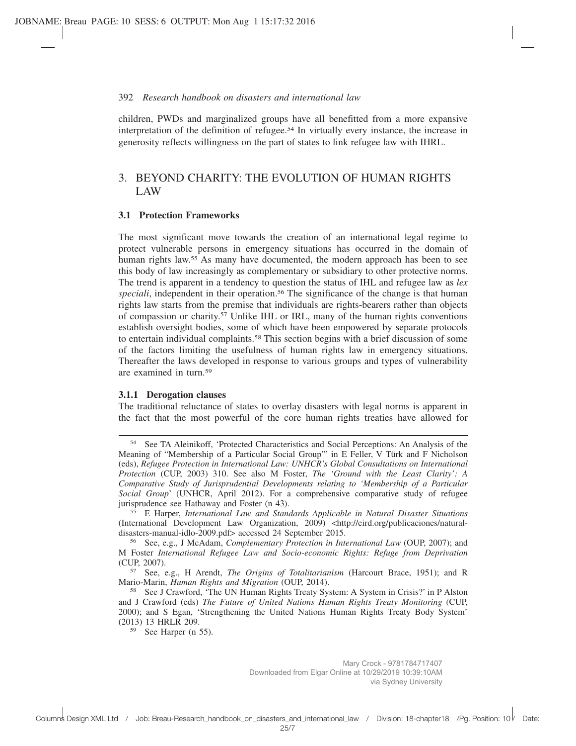children, PWDs and marginalized groups have all benefitted from a more expansive interpretation of the definition of refugee.[54] In virtually every instance, the increase in generosity reflects willingness on the part of states to link refugee law with IHRL.

## 3. BEYOND CHARITY: THE EVOLUTION OF HUMAN RIGHTS LAW

### 3.1 Protection Frameworks

The most significant move towards the creation of an international legal regime to protect vulnerable persons in emergency situations has occurred in the domain of human rights law.[55] As many have documented, the modern approach has been to see this body of law increasingly as complementary or subsidiary to other protective norms. The trend is apparent in a tendency to question the status of IHL and refugee law as *lex speciali*, independent in their operation.[56] The significance of the change is that human rights law starts from the premise that individuals are rights-bearers rather than objects of compassion or charity.[57] Unlike IHL or IRL, many of the human rights conventions establish oversight bodies, some of which have been empowered by separate protocols to entertain individual complaints.[58] This section begins with a brief discussion of some of the factors limiting the usefulness of human rights law in emergency situations. Thereafter the laws developed in response to various groups and types of vulnerability are examined in turn.[59]

#### 3.1.1 Derogation clauses

The traditional reluctance of states to overlay disasters with legal norms is apparent in the fact that the most powerful of the core human rights treaties have allowed for

---

[54] See TA Aleinikoff, 'Protected Characteristics and Social Perceptions: An Analysis of the Meaning of "Membership of a Particular Social Group"' in E Feller, V Türk and F Nicholson (eds), *Refugee Protection in International Law: UNHCR's Global Consultations on International Protection* (CUP, 2003) 310. See also M Foster, *The 'Ground with the Least Clarity': A Comparative Study of Jurisprudential Developments relating to 'Membership of a Particular Social Group*' (UNHCR, April 2012). For a comprehensive comparative study of refugee jurisprudence see Hathaway and Foster (n 43).

[55] E Harper, *International Law and Standards Applicable in Natural Disaster Situations* (International Development Law Organization, 2009) <http://eird.org/publicaciones/natural-disasters-manual-idlo-2009.pdf> accessed 24 September 2015.

[56] See, e.g., J McAdam, *Complementary Protection in International Law* (OUP, 2007); and M Foster *International Refugee Law and Socio-economic Rights: Refuge from Deprivation* (CUP, 2007).

[57] See, e.g., H Arendt, *The Origins of Totalitarianism* (Harcourt Brace, 1951); and R Mario-Marin, *Human Rights and Migration* (OUP, 2014).

[58] See J Crawford, 'The UN Human Rights Treaty System: A System in Crisis?' in P Alston and J Crawford (eds) *The Future of United Nations Human Rights Treaty Monitoring* (CUP, 2000); and S Egan, 'Strengthening the United Nations Human Rights Treaty Body System' (2013) 13 HRLR 209.

[59] See Harper (n 55).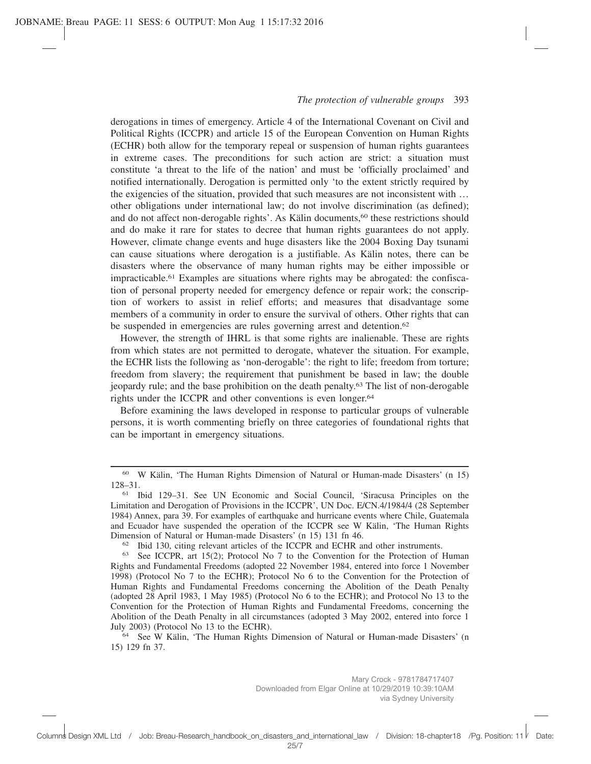derogations in times of emergency. Article 4 of the International Covenant on Civil and Political Rights (ICCPR) and article 15 of the European Convention on Human Rights (ECHR) both allow for the temporary repeal or suspension of human rights guarantees in extreme cases. The preconditions for such action are strict: a situation must constitute 'a threat to the life of the nation' and must be 'officially proclaimed' and notified internationally. Derogation is permitted only 'to the extent strictly required by the exigencies of the situation, provided that such measures are not inconsistent with … other obligations under international law; do not involve discrimination (as defined); and do not affect non-derogable rights'. As Kälin documents,[60] these restrictions should and do make it rare for states to decree that human rights guarantees do not apply. However, climate change events and huge disasters like the 2004 Boxing Day tsunami can cause situations where derogation is a justifiable. As Kälin notes, there can be disasters where the observance of many human rights may be either impossible or impracticable.[61] Examples are situations where rights may be abrogated: the confiscation of personal property needed for emergency defence or repair work; the conscription of workers to assist in relief efforts; and measures that disadvantage some members of a community in order to ensure the survival of others. Other rights that can be suspended in emergencies are rules governing arrest and detention.[62]

However, the strength of IHRL is that some rights are inalienable. These are rights from which states are not permitted to derogate, whatever the situation. For example, the ECHR lists the following as 'non-derogable': the right to life; freedom from torture; freedom from slavery; the requirement that punishment be based in law; the double jeopardy rule; and the base prohibition on the death penalty.[63] The list of non-derogable rights under the ICCPR and other conventions is even longer.[64]

Before examining the laws developed in response to particular groups of vulnerable persons, it is worth commenting briefly on three categories of foundational rights that can be important in emergency situations.

---

[60] W Kälin, 'The Human Rights Dimension of Natural or Human-made Disasters' (n 15) 128–31.

[61] Ibid 129–31. See UN Economic and Social Council, 'Siracusa Principles on the Limitation and Derogation of Provisions in the ICCPR', UN Doc. E/CN.4/1984/4 (28 September 1984) Annex, para 39. For examples of earthquake and hurricane events where Chile, Guatemala and Ecuador have suspended the operation of the ICCPR see W Kälin, 'The Human Rights Dimension of Natural or Human-made Disasters' (n 15) 131 fn 46.

[62] Ibid 130, citing relevant articles of the ICCPR and ECHR and other instruments.

[63] See ICCPR, art 15(2); Protocol No 7 to the Convention for the Protection of Human Rights and Fundamental Freedoms (adopted 22 November 1984, entered into force 1 November 1998) (Protocol No 7 to the ECHR); Protocol No 6 to the Convention for the Protection of Human Rights and Fundamental Freedoms concerning the Abolition of the Death Penalty (adopted 28 April 1983, 1 May 1985) (Protocol No 6 to the ECHR); and Protocol No 13 to the Convention for the Protection of Human Rights and Fundamental Freedoms, concerning the Abolition of the Death Penalty in all circumstances (adopted 3 May 2002, entered into force 1 July 2003) (Protocol No 13 to the ECHR).

[64] See W Kälin, 'The Human Rights Dimension of Natural or Human-made Disasters' (n 15) 129 fn 37.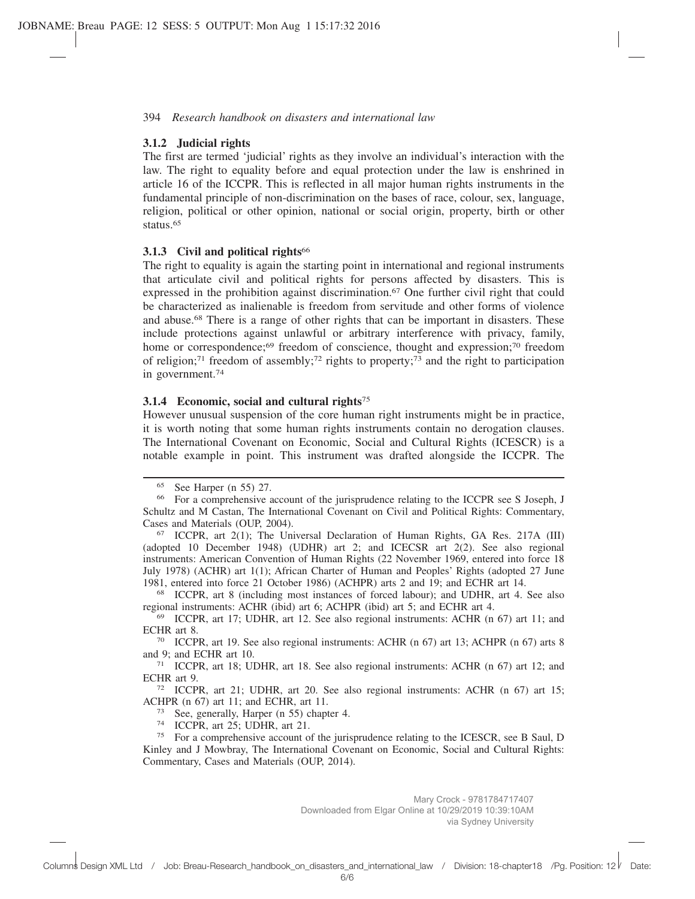### 3.1.2 Judicial rights

The first are termed 'judicial' rights as they involve an individual's interaction with the law. The right to equality before and equal protection under the law is enshrined in article 16 of the ICCPR. This is reflected in all major human rights instruments in the fundamental principle of non-discrimination on the bases of race, colour, sex, language, religion, political or other opinion, national or social origin, property, birth or other status.[65]

### 3.1.3 Civil and political rights[66]

The right to equality is again the starting point in international and regional instruments that articulate civil and political rights for persons affected by disasters. This is expressed in the prohibition against discrimination.[67] One further civil right that could be characterized as inalienable is freedom from servitude and other forms of violence and abuse.[68] There is a range of other rights that can be important in disasters. These include protections against unlawful or arbitrary interference with privacy, family, home or correspondence;[69] freedom of conscience, thought and expression;[70] freedom of religion;[71] freedom of assembly;[72] rights to property;[73] and the right to participation in government.[74]

### 3.1.4 Economic, social and cultural rights[75]

However unusual suspension of the core human right instruments might be in practice, it is worth noting that some human rights instruments contain no derogation clauses. The International Covenant on Economic, Social and Cultural Rights (ICESCR) is a notable example in point. This instrument was drafted alongside the ICCPR. The

---

[65] See Harper (n 55) 27.

[66] For a comprehensive account of the jurisprudence relating to the ICCPR see S Joseph, J Schultz and M Castan, The International Covenant on Civil and Political Rights: Commentary, Cases and Materials (OUP, 2004).

[67] ICCPR, art 2(1); The Universal Declaration of Human Rights, GA Res. 217A (III) (adopted 10 December 1948) (UDHR) art 2; and ICECSR art 2(2). See also regional instruments: American Convention of Human Rights (22 November 1969, entered into force 18 July 1978) (ACHR) art 1(1); African Charter of Human and Peoples' Rights (adopted 27 June 1981, entered into force 21 October 1986) (ACHPR) arts 2 and 19; and ECHR art 14.

[68] ICCPR, art 8 (including most instances of forced labour); and UDHR, art 4. See also regional instruments: ACHR (ibid) art 6; ACHPR (ibid) art 5; and ECHR art 4.

[69] ICCPR, art 17; UDHR, art 12. See also regional instruments: ACHR (n 67) art 11; and ECHR art 8.

[70] ICCPR, art 19. See also regional instruments: ACHR (n 67) art 13; ACHPR (n 67) arts 8 and 9; and ECHR art 10.

[71] ICCPR, art 18; UDHR, art 18. See also regional instruments: ACHR (n 67) art 12; and ECHR art 9.

[72] ICCPR, art 21; UDHR, art 20. See also regional instruments: ACHR (n 67) art 15; ACHPR (n 67) art 11; and ECHR, art 11.

[73] See, generally, Harper (n 55) chapter 4.

[74] ICCPR, art 25; UDHR, art 21.

[75] For a comprehensive account of the jurisprudence relating to the ICESCR, see B Saul, D Kinley and J Mowbray, The International Covenant on Economic, Social and Cultural Rights: Commentary, Cases and Materials (OUP, 2014).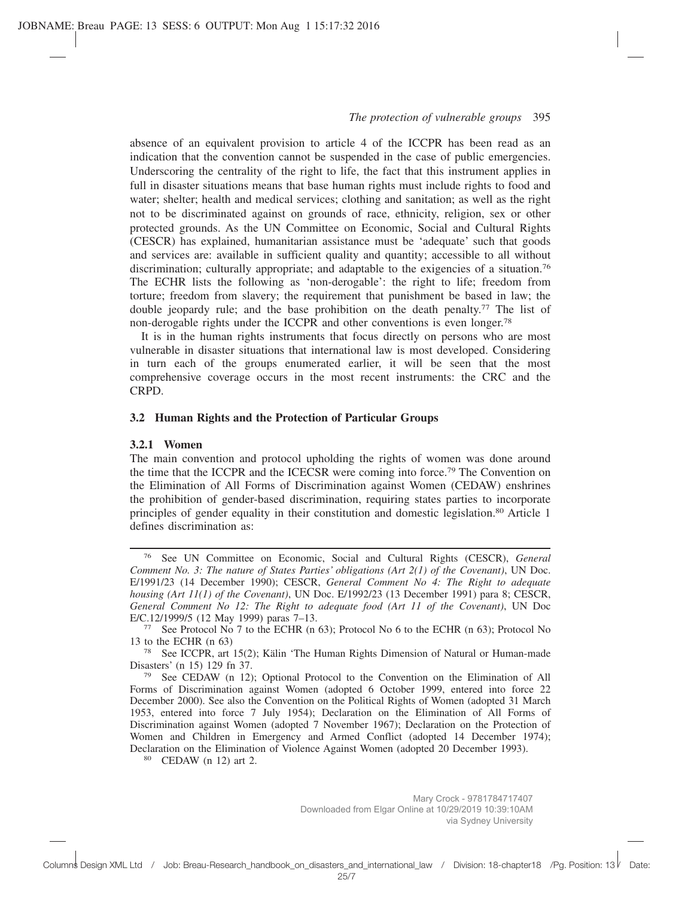absence of an equivalent provision to article 4 of the ICCPR has been read as an indication that the convention cannot be suspended in the case of public emergencies. Underscoring the centrality of the right to life, the fact that this instrument applies in full in disaster situations means that base human rights must include rights to food and water; shelter; health and medical services; clothing and sanitation; as well as the right not to be discriminated against on grounds of race, ethnicity, religion, sex or other protected grounds. As the UN Committee on Economic, Social and Cultural Rights (CESCR) has explained, humanitarian assistance must be 'adequate' such that goods and services are: available in sufficient quality and quantity; accessible to all without discrimination; culturally appropriate; and adaptable to the exigencies of a situation.[76] The ECHR lists the following as 'non-derogable': the right to life; freedom from torture; freedom from slavery; the requirement that punishment be based in law; the double jeopardy rule; and the base prohibition on the death penalty.[77] The list of non-derogable rights under the ICCPR and other conventions is even longer.[78]

It is in the human rights instruments that focus directly on persons who are most vulnerable in disaster situations that international law is most developed. Considering in turn each of the groups enumerated earlier, it will be seen that the most comprehensive coverage occurs in the most recent instruments: the CRC and the CRPD.

### 3.2 Human Rights and the Protection of Particular Groups

#### 3.2.1 Women

The main convention and protocol upholding the rights of women was done around the time that the ICCPR and the ICESCR were coming into force.[79] The Convention on the Elimination of All Forms of Discrimination against Women (CEDAW) enshrines the prohibition of gender-based discrimination, requiring states parties to incorporate principles of gender equality in their constitution and domestic legislation.[80] Article 1 defines discrimination as:

---

[76] See UN Committee on Economic, Social and Cultural Rights (CESCR), *General Comment No. 3: The nature of States Parties' obligations (Art 2(1) of the Covenant)*, UN Doc. E/1991/23 (14 December 1990); CESCR, *General Comment No 4: The Right to adequate housing (Art 11(1) of the Covenant)*, UN Doc. E/1992/23 (13 December 1991) para 8; CESCR, *General Comment No 12: The Right to adequate food (Art 11 of the Covenant)*, UN Doc E/C.12/1999/5 (12 May 1999) paras 7–13.

[77] See Protocol No 7 to the ECHR (n 63); Protocol No 6 to the ECHR (n 63); Protocol No 13 to the ECHR (n 63)

[78] See ICCPR, art 15(2); Kälin 'The Human Rights Dimension of Natural or Human-made Disasters' (n 15) 129 fn 37.

[79] See CEDAW (n 12); Optional Protocol to the Convention on the Elimination of All Forms of Discrimination against Women (adopted 6 October 1999, entered into force 22 December 2000). See also the Convention on the Political Rights of Women (adopted 31 March 1953, entered into force 7 July 1954); Declaration on the Elimination of All Forms of Discrimination against Women (adopted 7 November 1967); Declaration on the Protection of Women and Children in Emergency and Armed Conflict (adopted 14 December 1974); Declaration on the Elimination of Violence Against Women (adopted 20 December 1993).

[80] CEDAW (n 12) art 2.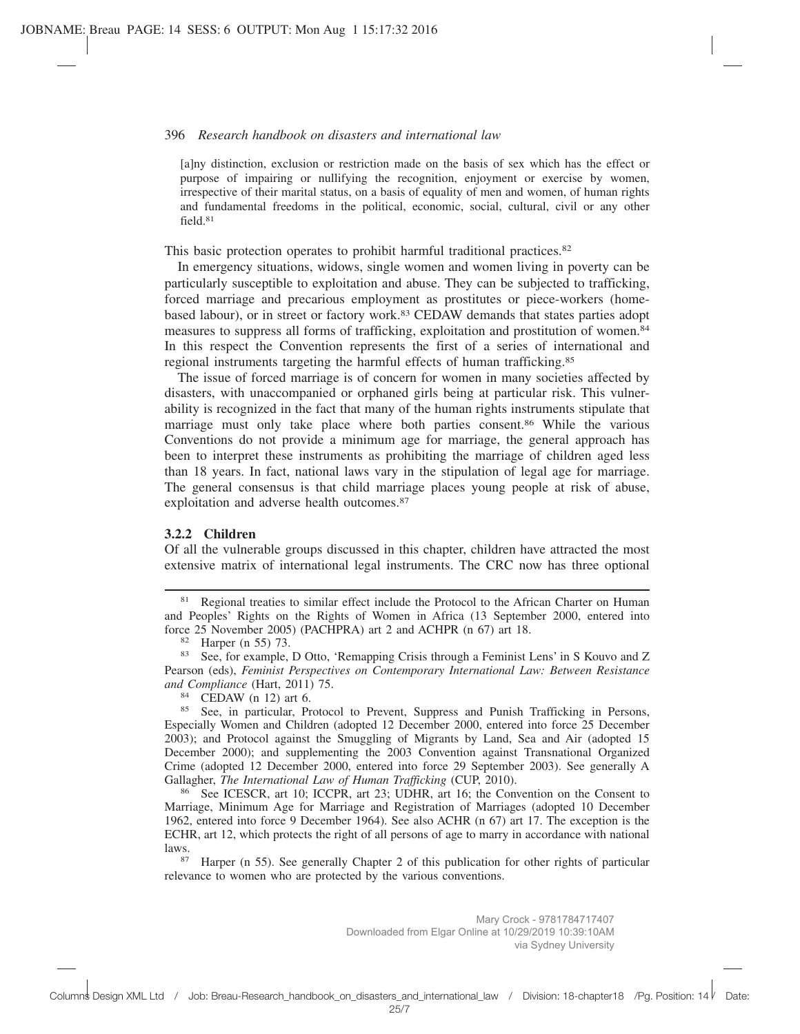> [a]ny distinction, exclusion or restriction made on the basis of sex which has the effect or purpose of impairing or nullifying the recognition, enjoyment or exercise by women, irrespective of their marital status, on a basis of equality of men and women, of human rights and fundamental freedoms in the political, economic, social, cultural, civil or any other field.[81]

This basic protection operates to prohibit harmful traditional practices.[82]

In emergency situations, widows, single women and women living in poverty can be particularly susceptible to exploitation and abuse. They can be subjected to trafficking, forced marriage and precarious employment as prostitutes or piece-workers (home-based labour), or in street or factory work.[83] CEDAW demands that states parties adopt measures to suppress all forms of trafficking, exploitation and prostitution of women.[84] In this respect the Convention represents the first of a series of international and regional instruments targeting the harmful effects of human trafficking.[85]

The issue of forced marriage is of concern for women in many societies affected by disasters, with unaccompanied or orphaned girls being at particular risk. This vulnerability is recognized in the fact that many of the human rights instruments stipulate that marriage must only take place where both parties consent.[86] While the various Conventions do not provide a minimum age for marriage, the general approach has been to interpret these instruments as prohibiting the marriage of children aged less than 18 years. In fact, national laws vary in the stipulation of legal age for marriage. The general consensus is that child marriage places young people at risk of abuse, exploitation and adverse health outcomes.[87]

### 3.2.2 Children

Of all the vulnerable groups discussed in this chapter, children have attracted the most extensive matrix of international legal instruments. The CRC now has three optional

---

[81] Regional treaties to similar effect include the Protocol to the African Charter on Human and Peoples' Rights on the Rights of Women in Africa (13 September 2000, entered into force 25 November 2005) (PACHPRA) art 2 and ACHPR (n 67) art 18.

[82] Harper (n 55) 73.

[83] See, for example, D Otto, 'Remapping Crisis through a Feminist Lens' in S Kouvo and Z Pearson (eds), *Feminist Perspectives on Contemporary International Law: Between Resistance and Compliance* (Hart, 2011) 75.

[84] CEDAW (n 12) art 6.

[85] See, in particular, Protocol to Prevent, Suppress and Punish Trafficking in Persons, Especially Women and Children (adopted 12 December 2000, entered into force 25 December 2003); and Protocol against the Smuggling of Migrants by Land, Sea and Air (adopted 15 December 2000); and supplementing the 2003 Convention against Transnational Organized Crime (adopted 12 December 2000, entered into force 29 September 2003). See generally A Gallagher, *The International Law of Human Trafficking* (CUP, 2010).

[86] See ICESCR, art 10; ICCPR, art 23; UDHR, art 16; the Convention on the Consent to Marriage, Minimum Age for Marriage and Registration of Marriages (adopted 10 December 1962, entered into force 9 December 1964). See also ACHR (n 67) art 17. The exception is the ECHR, art 12, which protects the right of all persons of age to marry in accordance with national laws.

[87] Harper (n 55). See generally Chapter 2 of this publication for other rights of particular relevance to women who are protected by the various conventions.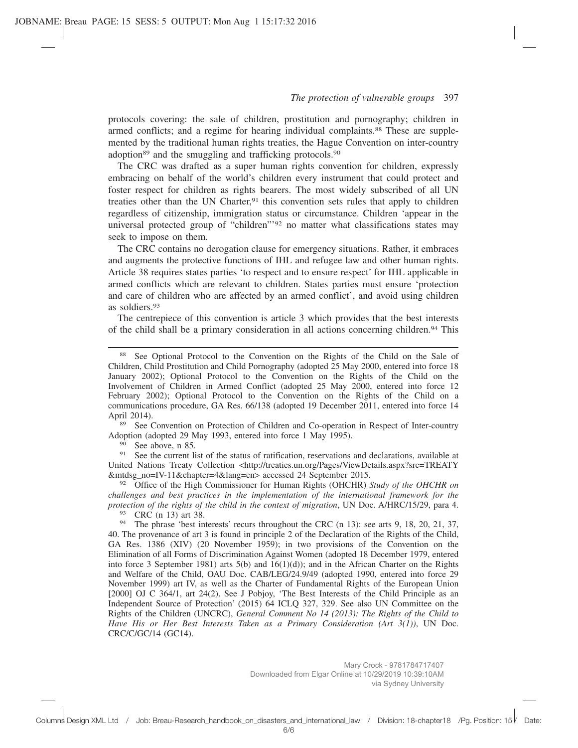protocols covering: the sale of children, prostitution and pornography; children in armed conflicts; and a regime for hearing individual complaints.[88] These are supplemented by the traditional human rights treaties, the Hague Convention on inter-country adoption[89] and the smuggling and trafficking protocols.[90]

The CRC was drafted as a super human rights convention for children, expressly embracing on behalf of the world's children every instrument that could protect and foster respect for children as rights bearers. The most widely subscribed of all UN treaties other than the UN Charter,[91] this convention sets rules that apply to children regardless of citizenship, immigration status or circumstance. Children 'appear in the universal protected group of "children"'[92] no matter what classifications states may seek to impose on them.

The CRC contains no derogation clause for emergency situations. Rather, it embraces and augments the protective functions of IHL and refugee law and other human rights. Article 38 requires states parties 'to respect and to ensure respect' for IHL applicable in armed conflicts which are relevant to children. States parties must ensure 'protection and care of children who are affected by an armed conflict', and avoid using children as soldiers.[93]

The centrepiece of this convention is article 3 which provides that the best interests of the child shall be a primary consideration in all actions concerning children.[94] This

---

[88] See Optional Protocol to the Convention on the Rights of the Child on the Sale of Children, Child Prostitution and Child Pornography (adopted 25 May 2000, entered into force 18 January 2002); Optional Protocol to the Convention on the Rights of the Child on the Involvement of Children in Armed Conflict (adopted 25 May 2000, entered into force 12 February 2002); Optional Protocol to the Convention on the Rights of the Child on a communications procedure, GA Res. 66/138 (adopted 19 December 2011, entered into force 14 April 2014).

[89] See Convention on Protection of Children and Co-operation in Respect of Inter-country Adoption (adopted 29 May 1993, entered into force 1 May 1995).

[90] See above, n 85.

[91] See the current list of the status of ratification, reservations and declarations, available at United Nations Treaty Collection <http://treaties.un.org/Pages/ViewDetails.aspx?src=TREATY&mtdsg_no=IV-11&chapter=4&lang=en> accessed 24 September 2015.

[92] Office of the High Commissioner for Human Rights (OHCHR) *Study of the OHCHR on challenges and best practices in the implementation of the international framework for the protection of the rights of the child in the context of migration*, UN Doc. A/HRC/15/29, para 4.

[93] CRC (n 13) art 38.

[94] The phrase 'best interests' recurs throughout the CRC (n 13): see arts 9, 18, 20, 21, 37, 40. The provenance of art 3 is found in principle 2 of the Declaration of the Rights of the Child, GA Res. 1386 (XIV) (20 November 1959); in two provisions of the Convention on the Elimination of all Forms of Discrimination Against Women (adopted 18 December 1979, entered into force 3 September 1981) arts 5(b) and 16(1)(d)); and in the African Charter on the Rights and Welfare of the Child, OAU Doc. CAB/LEG/24.9/49 (adopted 1990, entered into force 29 November 1999) art IV, as well as the Charter of Fundamental Rights of the European Union [2000] OJ C 364/1, art 24(2). See J Pobjoy, 'The Best Interests of the Child Principle as an Independent Source of Protection' (2015) 64 ICLQ 327, 329. See also UN Committee on the Rights of the Children (UNCRC), *General Comment No 14 (2013): The Rights of the Child to Have His or Her Best Interests Taken as a Primary Consideration (Art 3(1))*, UN Doc. CRC/C/GC/14 (GC14).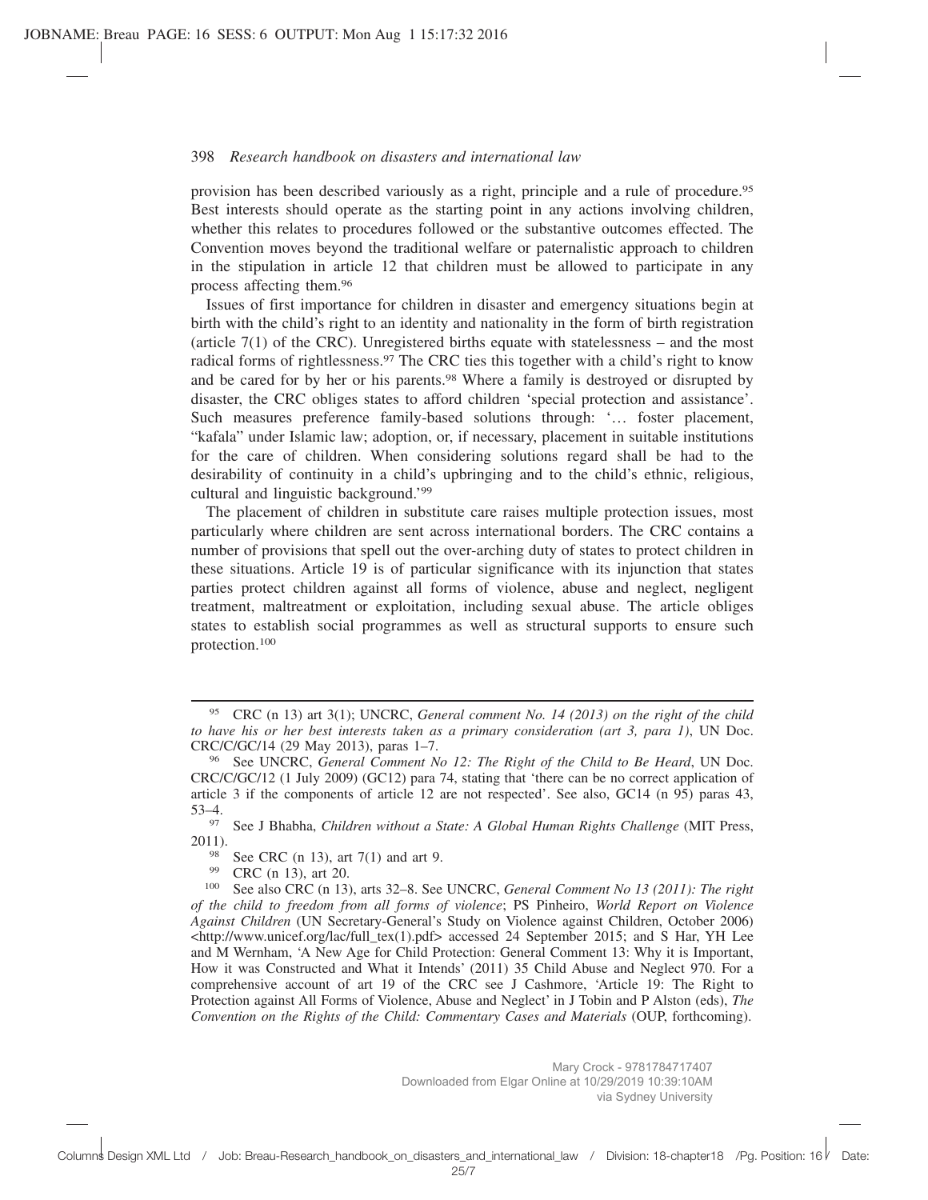provision has been described variously as a right, principle and a rule of procedure.[95] Best interests should operate as the starting point in any actions involving children, whether this relates to procedures followed or the substantive outcomes effected. The Convention moves beyond the traditional welfare or paternalistic approach to children in the stipulation in article 12 that children must be allowed to participate in any process affecting them.[96]

Issues of first importance for children in disaster and emergency situations begin at birth with the child's right to an identity and nationality in the form of birth registration (article 7(1) of the CRC). Unregistered births equate with statelessness – and the most radical forms of rightlessness.[97] The CRC ties this together with a child's right to know and be cared for by her or his parents.[98] Where a family is destroyed or disrupted by disaster, the CRC obliges states to afford children 'special protection and assistance'. Such measures preference family-based solutions through: '… foster placement, "kafala" under Islamic law; adoption, or, if necessary, placement in suitable institutions for the care of children. When considering solutions regard shall be had to the desirability of continuity in a child's upbringing and to the child's ethnic, religious, cultural and linguistic background.'[99]

The placement of children in substitute care raises multiple protection issues, most particularly where children are sent across international borders. The CRC contains a number of provisions that spell out the over-arching duty of states to protect children in these situations. Article 19 is of particular significance with its injunction that states parties protect children against all forms of violence, abuse and neglect, negligent treatment, maltreatment or exploitation, including sexual abuse. The article obliges states to establish social programmes as well as structural supports to ensure such protection.[100]

---

[95] CRC (n 13) art 3(1); UNCRC, *General comment No. 14 (2013) on the right of the child to have his or her best interests taken as a primary consideration (art 3, para 1)*, UN Doc. CRC/C/GC/14 (29 May 2013), paras 1–7.

[96] See UNCRC, *General Comment No 12: The Right of the Child to Be Heard*, UN Doc. CRC/C/GC/12 (1 July 2009) (GC12) para 74, stating that 'there can be no correct application of article 3 if the components of article 12 are not respected'. See also, GC14 (n 95) paras 43, 53–4.

[97] See J Bhabha, *Children without a State: A Global Human Rights Challenge* (MIT Press, 2011).

[98] See CRC (n 13), art 7(1) and art 9.

[99] CRC (n 13), art 20.

[100] See also CRC (n 13), arts 32–8. See UNCRC, *General Comment No 13 (2011): The right of the child to freedom from all forms of violence*; PS Pinheiro, *World Report on Violence Against Children* (UN Secretary-General's Study on Violence against Children, October 2006) <http://www.unicef.org/lac/full_tex(1).pdf> accessed 24 September 2015; and S Har, YH Lee and M Wernham, 'A New Age for Child Protection: General Comment 13: Why it is Important, How it was Constructed and What it Intends' (2011) 35 Child Abuse and Neglect 970. For a comprehensive account of art 19 of the CRC see J Cashmore, 'Article 19: The Right to Protection against All Forms of Violence, Abuse and Neglect' in J Tobin and P Alston (eds), *The Convention on the Rights of the Child: Commentary Cases and Materials* (OUP, forthcoming).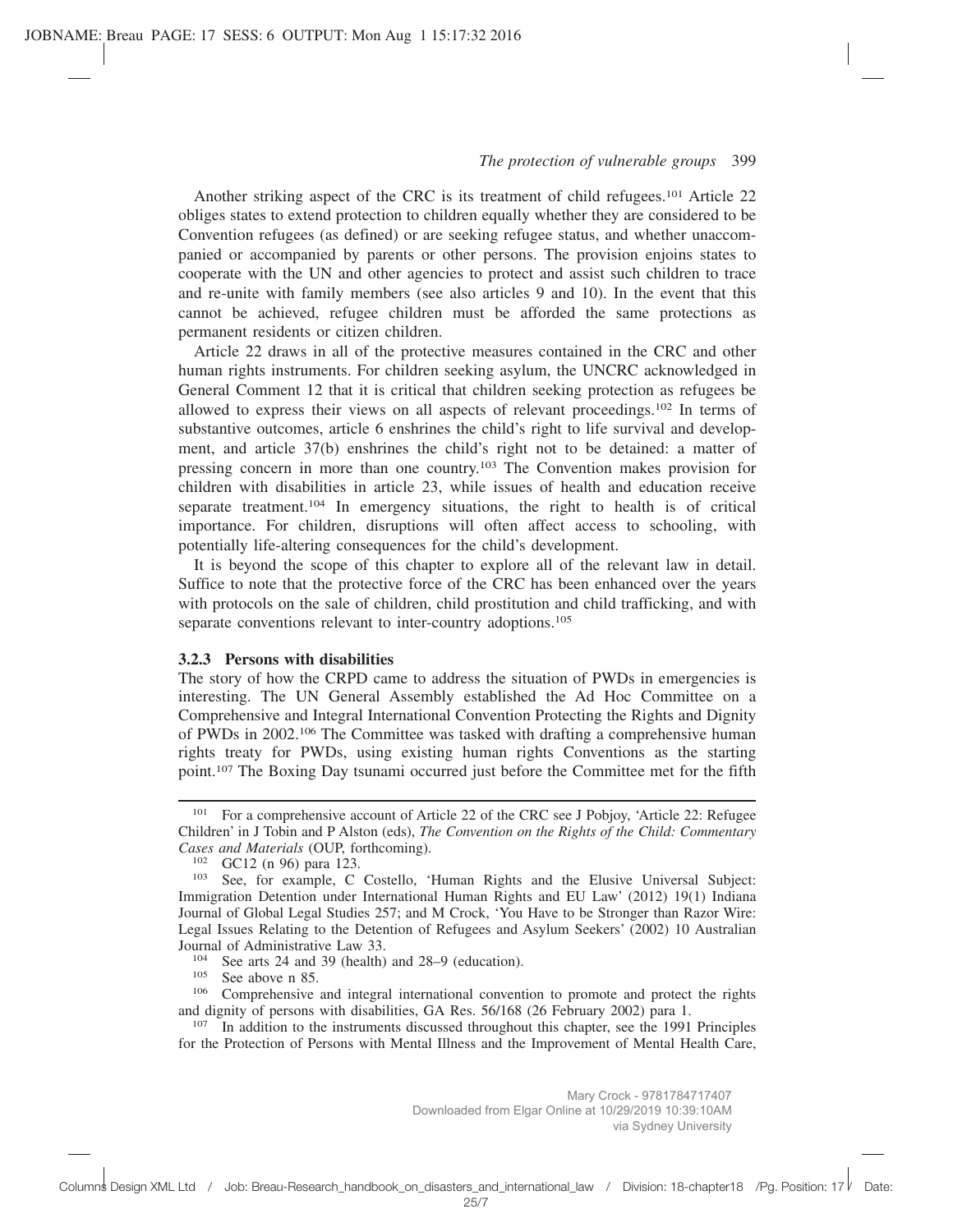Another striking aspect of the CRC is its treatment of child refugees.[101] Article 22 obliges states to extend protection to children equally whether they are considered to be Convention refugees (as defined) or are seeking refugee status, and whether unaccompanied or accompanied by parents or other persons. The provision enjoins states to cooperate with the UN and other agencies to protect and assist such children to trace and re-unite with family members (see also articles 9 and 10). In the event that this cannot be achieved, refugee children must be afforded the same protections as permanent residents or citizen children.

Article 22 draws in all of the protective measures contained in the CRC and other human rights instruments. For children seeking asylum, the UNCRC acknowledged in General Comment 12 that it is critical that children seeking protection as refugees be allowed to express their views on all aspects of relevant proceedings.[102] In terms of substantive outcomes, article 6 enshrines the child's right to life survival and development, and article 37(b) enshrines the child's right not to be detained: a matter of pressing concern in more than one country.[103] The Convention makes provision for children with disabilities in article 23, while issues of health and education receive separate treatment.[104] In emergency situations, the right to health is of critical importance. For children, disruptions will often affect access to schooling, with potentially life-altering consequences for the child's development.

It is beyond the scope of this chapter to explore all of the relevant law in detail. Suffice to note that the protective force of the CRC has been enhanced over the years with protocols on the sale of children, child prostitution and child trafficking, and with separate conventions relevant to inter-country adoptions.[105]

### 3.2.3 Persons with disabilities

The story of how the CRPD came to address the situation of PWDs in emergencies is interesting. The UN General Assembly established the Ad Hoc Committee on a Comprehensive and Integral International Convention Protecting the Rights and Dignity of PWDs in 2002.[106] The Committee was tasked with drafting a comprehensive human rights treaty for PWDs, using existing human rights Conventions as the starting point.[107] The Boxing Day tsunami occurred just before the Committee met for the fifth

---

[101] For a comprehensive account of Article 22 of the CRC see J Pobjoy, 'Article 22: Refugee Children' in J Tobin and P Alston (eds), *The Convention on the Rights of the Child: Commentary Cases and Materials* (OUP, forthcoming).

[102] GC12 (n 96) para 123.

[103] See, for example, C Costello, 'Human Rights and the Elusive Universal Subject: Immigration Detention under International Human Rights and EU Law' (2012) 19(1) Indiana Journal of Global Legal Studies 257; and M Crock, 'You Have to be Stronger than Razor Wire: Legal Issues Relating to the Detention of Refugees and Asylum Seekers' (2002) 10 Australian Journal of Administrative Law 33.

[104] See arts 24 and 39 (health) and 28–9 (education).

[105] See above n 85.

[106] Comprehensive and integral international convention to promote and protect the rights and dignity of persons with disabilities, GA Res. 56/168 (26 February 2002) para 1.

[107] In addition to the instruments discussed throughout this chapter, see the 1991 Principles for the Protection of Persons with Mental Illness and the Improvement of Mental Health Care,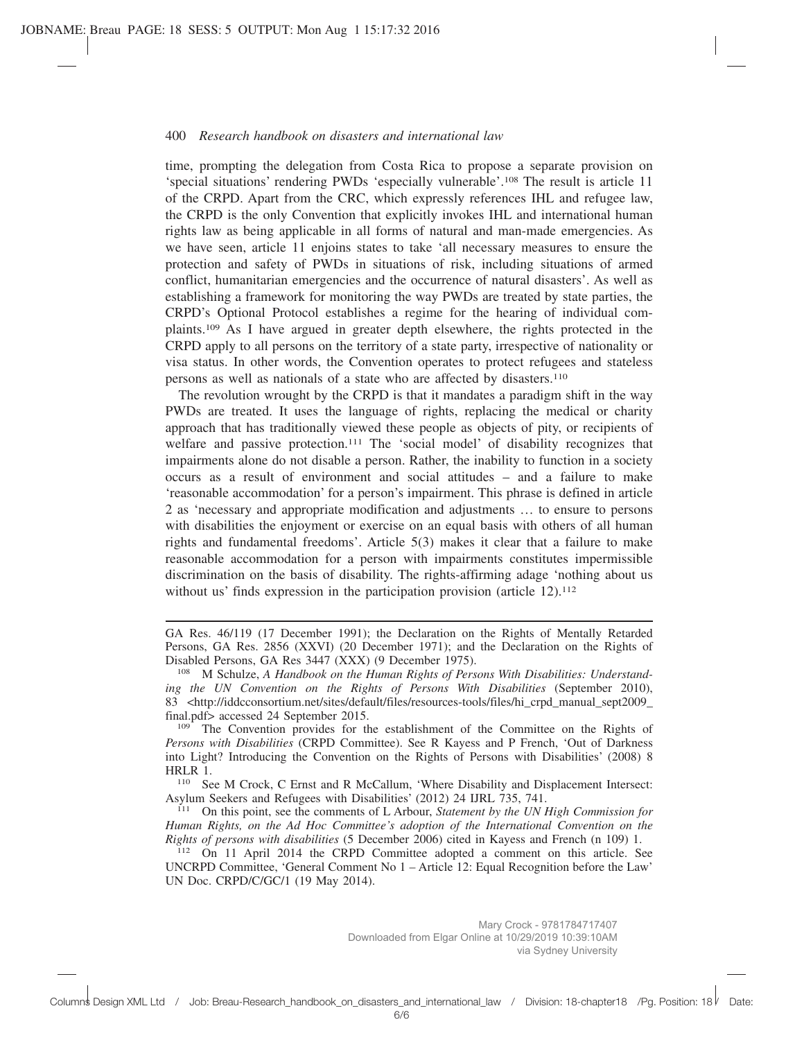time, prompting the delegation from Costa Rica to propose a separate provision on 'special situations' rendering PWDs 'especially vulnerable'.[108] The result is article 11 of the CRPD. Apart from the CRC, which expressly references IHL and refugee law, the CRPD is the only Convention that explicitly invokes IHL and international human rights law as being applicable in all forms of natural and man-made emergencies. As we have seen, article 11 enjoins states to take 'all necessary measures to ensure the protection and safety of PWDs in situations of risk, including situations of armed conflict, humanitarian emergencies and the occurrence of natural disasters'. As well as establishing a framework for monitoring the way PWDs are treated by state parties, the CRPD's Optional Protocol establishes a regime for the hearing of individual complaints.[109] As I have argued in greater depth elsewhere, the rights protected in the CRPD apply to all persons on the territory of a state party, irrespective of nationality or visa status. In other words, the Convention operates to protect refugees and stateless persons as well as nationals of a state who are affected by disasters.[110]

The revolution wrought by the CRPD is that it mandates a paradigm shift in the way PWDs are treated. It uses the language of rights, replacing the medical or charity approach that has traditionally viewed these people as objects of pity, or recipients of welfare and passive protection.[111] The 'social model' of disability recognizes that impairments alone do not disable a person. Rather, the inability to function in a society occurs as a result of environment and social attitudes – and a failure to make 'reasonable accommodation' for a person's impairment. This phrase is defined in article 2 as 'necessary and appropriate modification and adjustments … to ensure to persons with disabilities the enjoyment or exercise on an equal basis with others of all human rights and fundamental freedoms'. Article 5(3) makes it clear that a failure to make reasonable accommodation for a person with impairments constitutes impermissible discrimination on the basis of disability. The rights-affirming adage 'nothing about us without us' finds expression in the participation provision (article 12).[112]

---

GA Res. 46/119 (17 December 1991); the Declaration on the Rights of Mentally Retarded Persons, GA Res. 2856 (XXVI) (20 December 1971); and the Declaration on the Rights of Disabled Persons, GA Res 3447 (XXX) (9 December 1975).

[108] M Schulze, *A Handbook on the Human Rights of Persons With Disabilities: Understanding the UN Convention on the Rights of Persons With Disabilities* (September 2010), 83 <http://iddcconsortium.net/sites/default/files/resources-tools/files/hi_crpd_manual_sept2009_final.pdf> accessed 24 September 2015.

[109] The Convention provides for the establishment of the Committee on the Rights of *Persons with Disabilities* (CRPD Committee). See R Kayess and P French, 'Out of Darkness into Light? Introducing the Convention on the Rights of Persons with Disabilities' (2008) 8 HRLR 1.

[110] See M Crock, C Ernst and R McCallum, 'Where Disability and Displacement Intersect: Asylum Seekers and Refugees with Disabilities' (2012) 24 IJRL 735, 741.

[111] On this point, see the comments of L Arbour, *Statement by the UN High Commission for Human Rights, on the Ad Hoc Committee's adoption of the International Convention on the Rights of persons with disabilities* (5 December 2006) cited in Kayess and French (n 109) 1.

[112] On 11 April 2014 the CRPD Committee adopted a comment on this article. See UNCRPD Committee, 'General Comment No 1 – Article 12: Equal Recognition before the Law' UN Doc. CRPD/C/GC/1 (19 May 2014).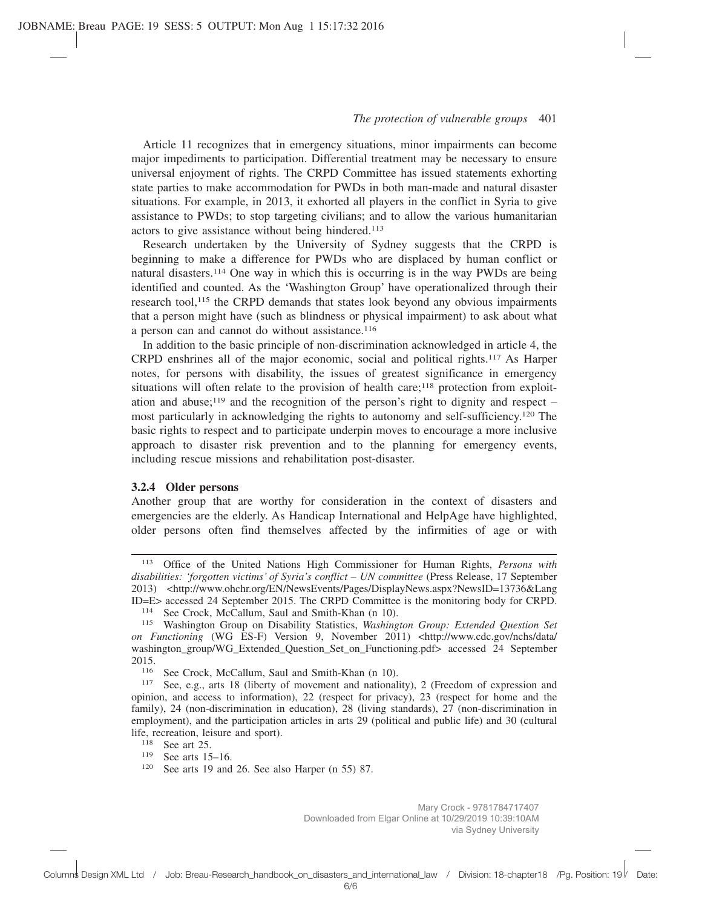Article 11 recognizes that in emergency situations, minor impairments can become major impediments to participation. Differential treatment may be necessary to ensure universal enjoyment of rights. The CRPD Committee has issued statements exhorting state parties to make accommodation for PWDs in both man-made and natural disaster situations. For example, in 2013, it exhorted all players in the conflict in Syria to give assistance to PWDs; to stop targeting civilians; and to allow the various humanitarian actors to give assistance without being hindered.[113]

Research undertaken by the University of Sydney suggests that the CRPD is beginning to make a difference for PWDs who are displaced by human conflict or natural disasters.[114] One way in which this is occurring is in the way PWDs are being identified and counted. As the 'Washington Group' have operationalized through their research tool,[115] the CRPD demands that states look beyond any obvious impairments that a person might have (such as blindness or physical impairment) to ask about what a person can and cannot do without assistance.[116]

In addition to the basic principle of non-discrimination acknowledged in article 4, the CRPD enshrines all of the major economic, social and political rights.[117] As Harper notes, for persons with disability, the issues of greatest significance in emergency situations will often relate to the provision of health care;[118] protection from exploitation and abuse;[119] and the recognition of the person's right to dignity and respect – most particularly in acknowledging the rights to autonomy and self-sufficiency.[120] The basic rights to respect and to participate underpin moves to encourage a more inclusive approach to disaster risk prevention and to the planning for emergency events, including rescue missions and rehabilitation post-disaster.

### 3.2.4 Older persons

Another group that are worthy for consideration in the context of disasters and emergencies are the elderly. As Handicap International and HelpAge have highlighted, older persons often find themselves affected by the infirmities of age or with

---

113 Office of the United Nations High Commissioner for Human Rights, *Persons with disabilities: 'forgotten victims' of Syria's conflict – UN committee* (Press Release, 17 September 2013) <http://www.ohchr.org/EN/NewsEvents/Pages/DisplayNews.aspx?NewsID=13736&LangID=E> accessed 24 September 2015. The CRPD Committee is the monitoring body for CRPD.

114 See Crock, McCallum, Saul and Smith-Khan (n 10).

115 Washington Group on Disability Statistics, *Washington Group: Extended Question Set on Functioning* (WG ES-F) Version 9, November 2011) <http://www.cdc.gov/nchs/data/washington_group/WG_Extended_Question_Set_on_Functioning.pdf> accessed 24 September 2015.

116 See Crock, McCallum, Saul and Smith-Khan (n 10).

117 See, e.g., arts 18 (liberty of movement and nationality), 2 (Freedom of expression and opinion, and access to information), 22 (respect for privacy), 23 (respect for home and the family), 24 (non-discrimination in education), 28 (living standards), 27 (non-discrimination in employment), and the participation articles in arts 29 (political and public life) and 30 (cultural life, recreation, leisure and sport).

118 See art 25.

119 See arts 15–16.

120 See arts 19 and 26. See also Harper (n 55) 87.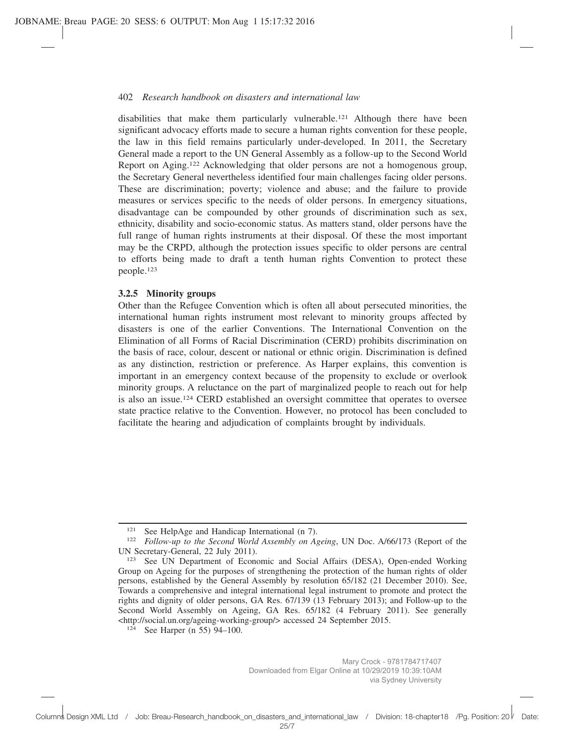disabilities that make them particularly vulnerable.[121] Although there have been significant advocacy efforts made to secure a human rights convention for these people, the law in this field remains particularly under-developed. In 2011, the Secretary General made a report to the UN General Assembly as a follow-up to the Second World Report on Aging.[122] Acknowledging that older persons are not a homogenous group, the Secretary General nevertheless identified four main challenges facing older persons. These are discrimination; poverty; violence and abuse; and the failure to provide measures or services specific to the needs of older persons. In emergency situations, disadvantage can be compounded by other grounds of discrimination such as sex, ethnicity, disability and socio-economic status. As matters stand, older persons have the full range of human rights instruments at their disposal. Of these the most important may be the CRPD, although the protection issues specific to older persons are central to efforts being made to draft a tenth human rights Convention to protect these people.[123]

### 3.2.5 Minority groups

Other than the Refugee Convention which is often all about persecuted minorities, the international human rights instrument most relevant to minority groups affected by disasters is one of the earlier Conventions. The International Convention on the Elimination of all Forms of Racial Discrimination (CERD) prohibits discrimination on the basis of race, colour, descent or national or ethnic origin. Discrimination is defined as any distinction, restriction or preference. As Harper explains, this convention is important in an emergency context because of the propensity to exclude or overlook minority groups. A reluctance on the part of marginalized people to reach out for help is also an issue.[124] CERD established an oversight committee that operates to oversee state practice relative to the Convention. However, no protocol has been concluded to facilitate the hearing and adjudication of complaints brought by individuals.

---

[121] See HelpAge and Handicap International (n 7).

[122] *Follow-up to the Second World Assembly on Ageing*, UN Doc. A/66/173 (Report of the UN Secretary-General, 22 July 2011).

[123] See UN Department of Economic and Social Affairs (DESA), Open-ended Working Group on Ageing for the purposes of strengthening the protection of the human rights of older persons, established by the General Assembly by resolution 65/182 (21 December 2010). See, Towards a comprehensive and integral international legal instrument to promote and protect the rights and dignity of older persons, GA Res. 67/139 (13 February 2013); and Follow-up to the Second World Assembly on Ageing, GA Res. 65/182 (4 February 2011). See generally <http://social.un.org/ageing-working-group/> accessed 24 September 2015.

[124] See Harper (n 55) 94–100.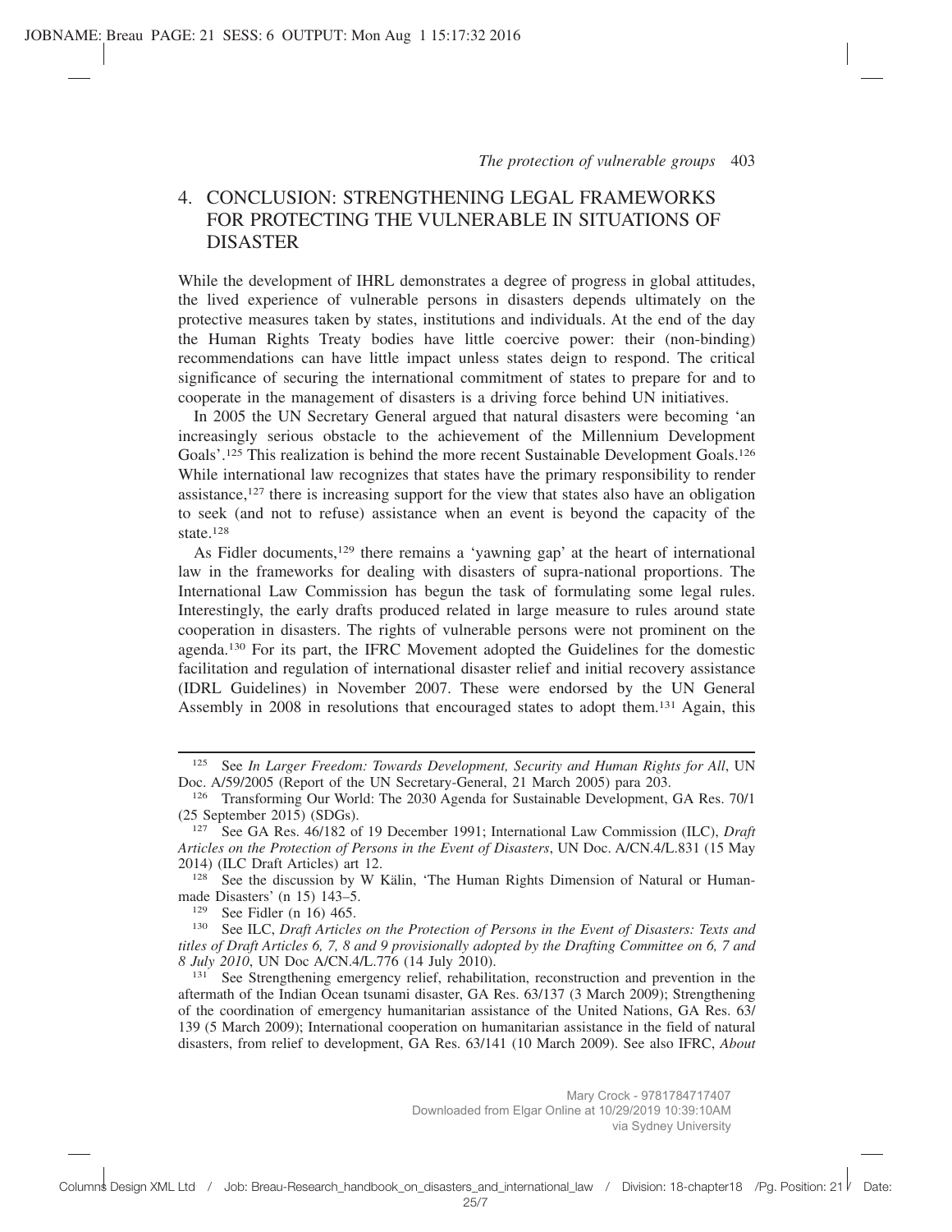## 4. CONCLUSION: STRENGTHENING LEGAL FRAMEWORKS FOR PROTECTING THE VULNERABLE IN SITUATIONS OF DISASTER

While the development of IHRL demonstrates a degree of progress in global attitudes, the lived experience of vulnerable persons in disasters depends ultimately on the protective measures taken by states, institutions and individuals. At the end of the day the Human Rights Treaty bodies have little coercive power: their (non-binding) recommendations can have little impact unless states deign to respond. The critical significance of securing the international commitment of states to prepare for and to cooperate in the management of disasters is a driving force behind UN initiatives.

In 2005 the UN Secretary General argued that natural disasters were becoming 'an increasingly serious obstacle to the achievement of the Millennium Development Goals'.[125] This realization is behind the more recent Sustainable Development Goals.[126] While international law recognizes that states have the primary responsibility to render assistance,[127] there is increasing support for the view that states also have an obligation to seek (and not to refuse) assistance when an event is beyond the capacity of the state.[128]

As Fidler documents,[129] there remains a 'yawning gap' at the heart of international law in the frameworks for dealing with disasters of supra-national proportions. The International Law Commission has begun the task of formulating some legal rules. Interestingly, the early drafts produced related in large measure to rules around state cooperation in disasters. The rights of vulnerable persons were not prominent on the agenda.[130] For its part, the IFRC Movement adopted the Guidelines for the domestic facilitation and regulation of international disaster relief and initial recovery assistance (IDRL Guidelines) in November 2007. These were endorsed by the UN General Assembly in 2008 in resolutions that encouraged states to adopt them.[131] Again, this

---

[125] See *In Larger Freedom: Towards Development, Security and Human Rights for All*, UN Doc. A/59/2005 (Report of the UN Secretary-General, 21 March 2005) para 203.

[126] Transforming Our World: The 2030 Agenda for Sustainable Development, GA Res. 70/1 (25 September 2015) (SDGs).

[127] See GA Res. 46/182 of 19 December 1991; International Law Commission (ILC), *Draft Articles on the Protection of Persons in the Event of Disasters*, UN Doc. A/CN.4/L.831 (15 May 2014) (ILC Draft Articles) art 12.

[128] See the discussion by W Kälin, 'The Human Rights Dimension of Natural or Human-made Disasters' (n 15) 143–5.

[129] See Fidler (n 16) 465.

[130] See ILC, *Draft Articles on the Protection of Persons in the Event of Disasters: Texts and titles of Draft Articles 6, 7, 8 and 9 provisionally adopted by the Drafting Committee on 6, 7 and 8 July 2010*, UN Doc A/CN.4/L.776 (14 July 2010).

[131] See Strengthening emergency relief, rehabilitation, reconstruction and prevention in the aftermath of the Indian Ocean tsunami disaster, GA Res. 63/137 (3 March 2009); Strengthening of the coordination of emergency humanitarian assistance of the United Nations, GA Res. 63/139 (5 March 2009); International cooperation on humanitarian assistance in the field of natural disasters, from relief to development, GA Res. 63/141 (10 March 2009). See also IFRC, *About*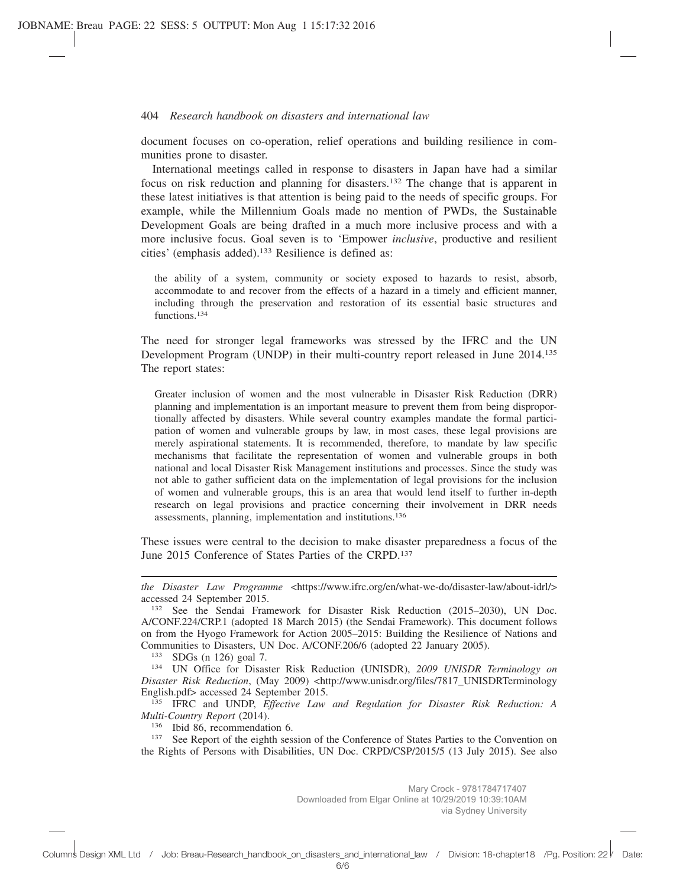document focuses on co-operation, relief operations and building resilience in communities prone to disaster.

International meetings called in response to disasters in Japan have had a similar focus on risk reduction and planning for disasters.[132] The change that is apparent in these latest initiatives is that attention is being paid to the needs of specific groups. For example, while the Millennium Goals made no mention of PWDs, the Sustainable Development Goals are being drafted in a much more inclusive process and with a more inclusive focus. Goal seven is to 'Empower *inclusive*, productive and resilient cities' (emphasis added).[133] Resilience is defined as:

> the ability of a system, community or society exposed to hazards to resist, absorb, accommodate to and recover from the effects of a hazard in a timely and efficient manner, including through the preservation and restoration of its essential basic structures and functions.[134]

The need for stronger legal frameworks was stressed by the IFRC and the UN Development Program (UNDP) in their multi-country report released in June 2014.[135] The report states:

> Greater inclusion of women and the most vulnerable in Disaster Risk Reduction (DRR) planning and implementation is an important measure to prevent them from being disproportionally affected by disasters. While several country examples mandate the formal participation of women and vulnerable groups by law, in most cases, these legal provisions are merely aspirational statements. It is recommended, therefore, to mandate by law specific mechanisms that facilitate the representation of women and vulnerable groups in both national and local Disaster Risk Management institutions and processes. Since the study was not able to gather sufficient data on the implementation of legal provisions for the inclusion of women and vulnerable groups, this is an area that would lend itself to further in-depth research on legal provisions and practice concerning their involvement in DRR needs assessments, planning, implementation and institutions.[136]

These issues were central to the decision to make disaster preparedness a focus of the June 2015 Conference of States Parties of the CRPD.[137]

---

*the Disaster Law Programme* <https://www.ifrc.org/en/what-we-do/disaster-law/about-idrl/> accessed 24 September 2015.

[132] See the Sendai Framework for Disaster Risk Reduction (2015–2030), UN Doc. A/CONF.224/CRP.1 (adopted 18 March 2015) (the Sendai Framework). This document follows on from the Hyogo Framework for Action 2005–2015: Building the Resilience of Nations and Communities to Disasters, UN Doc. A/CONF.206/6 (adopted 22 January 2005).

[133] SDGs (n 126) goal 7.

[134] UN Office for Disaster Risk Reduction (UNISDR), *2009 UNISDR Terminology on Disaster Risk Reduction*, (May 2009) <http://www.unisdr.org/files/7817_UNISDRTerminologyEnglish.pdf> accessed 24 September 2015.

[135] IFRC and UNDP, *Effective Law and Regulation for Disaster Risk Reduction: A Multi-Country Report* (2014).

[136] Ibid 86, recommendation 6.

[137] See Report of the eighth session of the Conference of States Parties to the Convention on the Rights of Persons with Disabilities, UN Doc. CRPD/CSP/2015/5 (13 July 2015). See also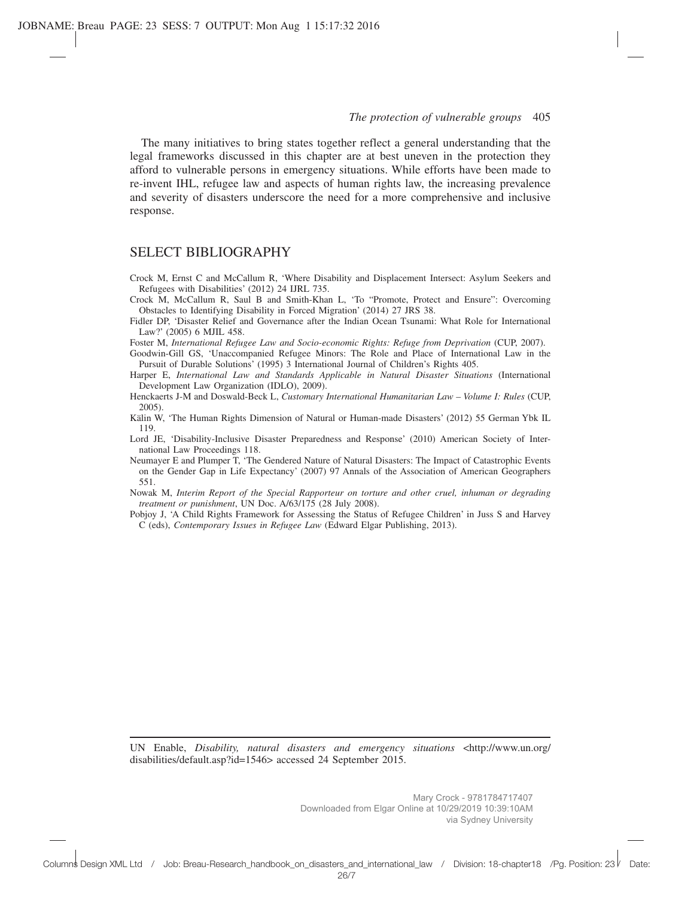The many initiatives to bring states together reflect a general understanding that the legal frameworks discussed in this chapter are at best uneven in the protection they afford to vulnerable persons in emergency situations. While efforts have been made to re-invent IHL, refugee law and aspects of human rights law, the increasing prevalence and severity of disasters underscore the need for a more comprehensive and inclusive response.

## SELECT BIBLIOGRAPHY

Crock M, Ernst C and McCallum R, 'Where Disability and Displacement Intersect: Asylum Seekers and Refugees with Disabilities' (2012) 24 IJRL 735.

Crock M, McCallum R, Saul B and Smith-Khan L, 'To "Promote, Protect and Ensure": Overcoming Obstacles to Identifying Disability in Forced Migration' (2014) 27 JRS 38.

Fidler DP, 'Disaster Relief and Governance after the Indian Ocean Tsunami: What Role for International Law?' (2005) 6 MJIL 458.

Foster M, *International Refugee Law and Socio-economic Rights: Refuge from Deprivation* (CUP, 2007).

Goodwin-Gill GS, 'Unaccompanied Refugee Minors: The Role and Place of International Law in the Pursuit of Durable Solutions' (1995) 3 International Journal of Children's Rights 405.

Harper E, *International Law and Standards Applicable in Natural Disaster Situations* (International Development Law Organization (IDLO), 2009).

Henckaerts J-M and Doswald-Beck L, *Customary International Humanitarian Law – Volume I: Rules* (CUP, 2005).

Kälin W, 'The Human Rights Dimension of Natural or Human-made Disasters' (2012) 55 German Ybk IL 119.

Lord JE, 'Disability-Inclusive Disaster Preparedness and Response' (2010) American Society of International Law Proceedings 118.

Neumayer E and Plumper T, 'The Gendered Nature of Natural Disasters: The Impact of Catastrophic Events on the Gender Gap in Life Expectancy' (2007) 97 Annals of the Association of American Geographers 551.

Nowak M, *Interim Report of the Special Rapporteur on torture and other cruel, inhuman or degrading treatment or punishment*, UN Doc. A/63/175 (28 July 2008).

Pobjoy J, 'A Child Rights Framework for Assessing the Status of Refugee Children' in Juss S and Harvey C (eds), *Contemporary Issues in Refugee Law* (Edward Elgar Publishing, 2013).

UN Enable, *Disability, natural disasters and emergency situations* <http://www.un.org/disabilities/default.asp?id=1546> accessed 24 September 2015.